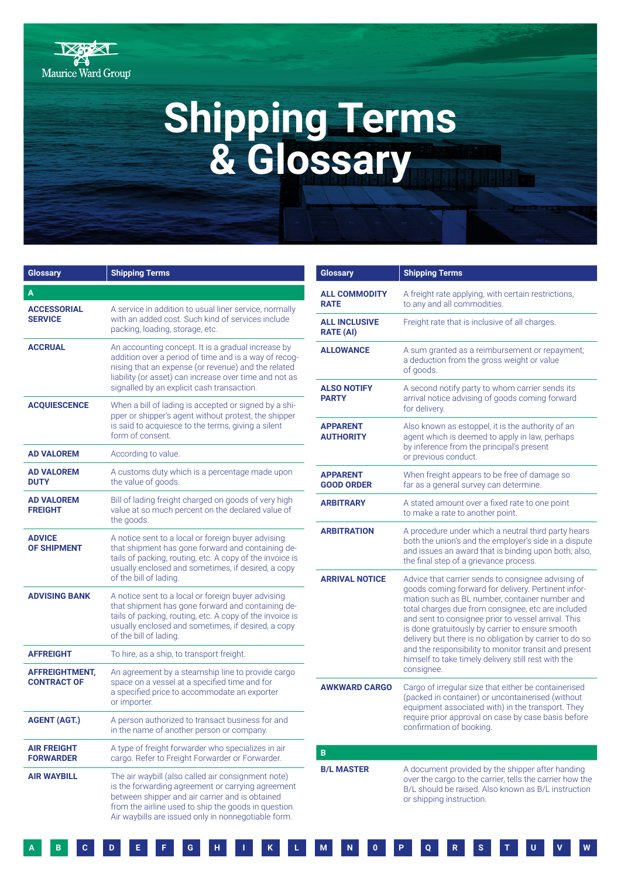Maurice Ward Group

# Shipping Terms & Glossary

| Glossary | Shipping Terms |
|---|---|
| **A** | |
| **ACCESSORIAL SERVICE** | A service in addition to usual liner service, normally with an added cost. Such kind of services include packing, loading, storage, etc. |
| **ACCRUAL** | An accounting concept. It is a gradual increase by addition over a period of time and is a way of recognising that an expense (or revenue) and the related liability (or asset) can increase over time and not as signalled by an explicit cash transaction. |
| **ACQUIESCENCE** | When a bill of lading is accepted or signed by a shipper or shipper's agent without protest, the shipper is said to acquiesce to the terms, giving a silent form of consent. |
| **AD VALOREM** | According to value. |
| **AD VALOREM DUTY** | A customs duty which is a percentage made upon the value of goods. |
| **AD VALOREM FREIGHT** | Bill of lading freight charged on goods of very high value at so much percent on the declared value of the goods. |
| **ADVICE OF SHIPMENT** | A notice sent to a local or foreign buyer advising that shipment has gone forward and containing details of packing, routing, etc. A copy of the invoice is usually enclosed and sometimes, if desired, a copy of the bill of lading. |
| **ADVISING BANK** | A notice sent to a local or foreign buyer advising that shipment has gone forward and containing details of packing, routing, etc. A copy of the invoice is usually enclosed and sometimes, if desired, a copy of the bill of lading. |
| **AFFREIGHT** | To hire, as a ship, to transport freight. |
| **AFFREIGHTMENT, CONTRACT OF** | An agreement by a steamship line to provide cargo space on a vessel at a specified time and for a specified price to accommodate an exporter or importer. |
| **AGENT (AGT.)** | A person authorized to transact business for and in the name of another person or company. |
| **AIR FREIGHT FORWARDER** | A type of freight forwarder who specializes in air cargo. Refer to Freight Forwarder or Forwarder. |
| **AIR WAYBILL** | The air waybill (also called air consignment note) is the forwarding agreement or carrying agreement between shipper and air carrier and is obtained from the airline used to ship the goods in question. Air waybills are issued only in nonnegotiable form. |
| **ALL COMMODITY RATE** | A freight rate applying, with certain restrictions, to any and all commodities. |
| **ALL INCLUSIVE RATE (AI)** | Freight rate that is inclusive of all charges. |
| **ALLOWANCE** | A sum granted as a reimbursement or repayment; a deduction from the gross weight or value of goods. |
| **ALSO NOTIFY PARTY** | A second notify party to whom carrier sends its arrival notice advising of goods coming forward for delivery. |
| **APPARENT AUTHORITY** | Also known as estoppel, it is the authority of an agent which is deemed to apply in law, perhaps by inference from the principal's present or previous conduct. |
| **APPARENT GOOD ORDER** | When freight appears to be free of damage so far as a general survey can determine. |
| **ARBITRARY** | A stated amount over a fixed rate to one point to make a rate to another point. |
| **ARBITRATION** | A procedure under which a neutral third party hears both the union's and the employer's side in a dispute and issues an award that is binding upon both; also, the final step of a grievance process. |
| **ARRIVAL NOTICE** | Advice that carrier sends to consignee advising of goods coming forward for delivery. Pertinent information such as BL number, container number and total charges due from consignee, etc are included and sent to consignee prior to vessel arrival. This is done gratuitously by carrier to ensure smooth delivery but there is no obligation by carrier to do so and the responsibility to monitor transit and present himself to take timely delivery still rest with the consignee. |
| **AWKWARD CARGO** | Cargo of irregular size that either be containerised (packed in container) or uncontainerised (without equipment associated with) in the transport. They require prior approval on case by case basis before confirmation of booking. |
| **B** | |
| **B/L MASTER** | A document provided by the shipper after handing over the cargo to the carrier, tells the carrier how the B/L should be raised. Also known as B/L instruction or shipping instruction. |

A B C D E F G H I K L M N O P Q R S T U V W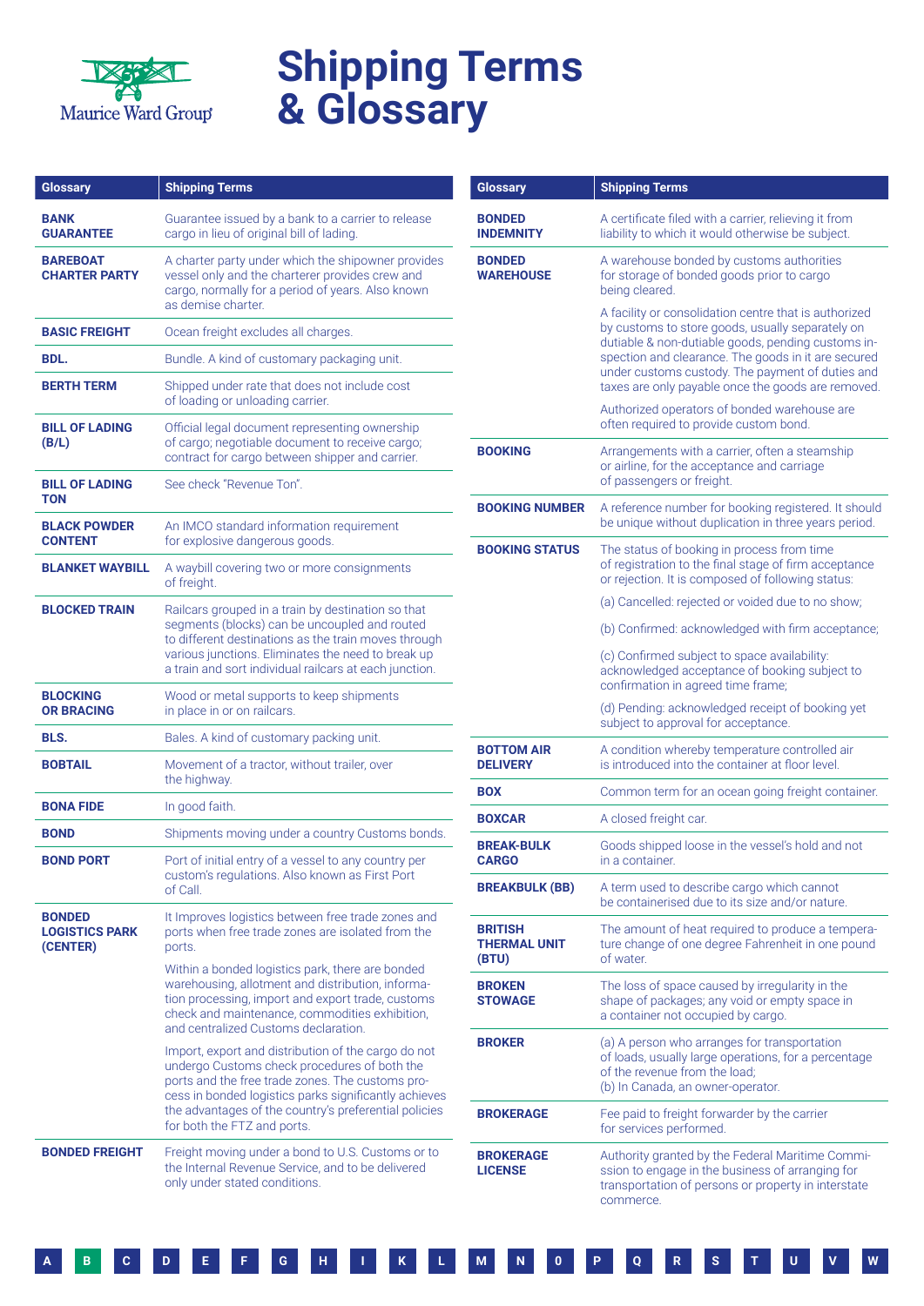# Shipping Terms & Glossary

Maurice Ward Group

| Glossary | Shipping Terms |
|---|---|
| **BANK GUARANTEE** | Guarantee issued by a bank to a carrier to release cargo in lieu of original bill of lading. |
| **BAREBOAT CHARTER PARTY** | A charter party under which the shipowner provides vessel only and the charterer provides crew and cargo, normally for a period of years. Also known as demise charter. |
| **BASIC FREIGHT** | Ocean freight excludes all charges. |
| **BDL.** | Bundle. A kind of customary packaging unit. |
| **BERTH TERM** | Shipped under rate that does not include cost of loading or unloading carrier. |
| **BILL OF LADING (B/L)** | Official legal document representing ownership of cargo; negotiable document to receive cargo; contract for cargo between shipper and carrier. |
| **BILL OF LADING TON** | See check "Revenue Ton". |
| **BLACK POWDER CONTENT** | An IMCO standard information requirement for explosive dangerous goods. |
| **BLANKET WAYBILL** | A waybill covering two or more consignments of freight. |
| **BLOCKED TRAIN** | Railcars grouped in a train by destination so that segments (blocks) can be uncoupled and routed to different destinations as the train moves through various junctions. Eliminates the need to break up a train and sort individual railcars at each junction. |
| **BLOCKING OR BRACING** | Wood or metal supports to keep shipments in place in or on railcars. |
| **BLS.** | Bales. A kind of customary packing unit. |
| **BOBTAIL** | Movement of a tractor, without trailer, over the highway. |
| **BONA FIDE** | In good faith. |
| **BOND** | Shipments moving under a country Customs bonds. |
| **BOND PORT** | Port of initial entry of a vessel to any country per custom's regulations. Also known as First Port of Call. |
| **BONDED LOGISTICS PARK (CENTER)** | It Improves logistics between free trade zones and ports when free trade zones are isolated from the ports.<br><br>Within a bonded logistics park, there are bonded warehousing, allotment and distribution, information processing, import and export trade, customs check and maintenance, commodities exhibition, and centralized Customs declaration.<br><br>Import, export and distribution of the cargo do not undergo Customs check procedures of both the ports and the free trade zones. The customs process in bonded logistics parks significantly achieves the advantages of the country's preferential policies for both the FTZ and ports. |
| **BONDED FREIGHT** | Freight moving under a bond to U.S. Customs or to the Internal Revenue Service, and to be delivered only under stated conditions. |
| **BONDED INDEMNITY** | A certificate filed with a carrier, relieving it from liability to which it would otherwise be subject. |
| **BONDED WAREHOUSE** | A warehouse bonded by customs authorities for storage of bonded goods prior to cargo being cleared.<br><br>A facility or consolidation centre that is authorized by customs to store goods, usually separately on dutiable & non-dutiable goods, pending customs inspection and clearance. The goods in it are secured under customs custody. The payment of duties and taxes are only payable once the goods are removed.<br><br>Authorized operators of bonded warehouse are often required to provide custom bond. |
| **BOOKING** | Arrangements with a carrier, often a steamship or airline, for the acceptance and carriage of passengers or freight. |
| **BOOKING NUMBER** | A reference number for booking registered. It should be unique without duplication in three years period. |
| **BOOKING STATUS** | The status of booking in process from time of registration to the final stage of firm acceptance or rejection. It is composed of following status:<br><br>(a) Cancelled: rejected or voided due to no show;<br><br>(b) Confirmed: acknowledged with firm acceptance;<br><br>(c) Confirmed subject to space availability: acknowledged acceptance of booking subject to confirmation in agreed time frame;<br><br>(d) Pending: acknowledged receipt of booking yet subject to approval for acceptance. |
| **BOTTOM AIR DELIVERY** | A condition whereby temperature controlled air is introduced into the container at floor level. |
| **BOX** | Common term for an ocean going freight container. |
| **BOXCAR** | A closed freight car. |
| **BREAK-BULK CARGO** | Goods shipped loose in the vessel's hold and not in a container. |
| **BREAKBULK (BB)** | A term used to describe cargo which cannot be containerised due to its size and/or nature. |
| **BRITISH THERMAL UNIT (BTU)** | The amount of heat required to produce a temperature change of one degree Fahrenheit in one pound of water. |
| **BROKEN STOWAGE** | The loss of space caused by irregularity in the shape of packages; any void or empty space in a container not occupied by cargo. |
| **BROKER** | (a) A person who arranges for transportation of loads, usually large operations, for a percentage of the revenue from the load;<br>(b) In Canada, an owner-operator. |
| **BROKERAGE** | Fee paid to freight forwarder by the carrier for services performed. |
| **BROKERAGE LICENSE** | Authority granted by the Federal Maritime Commission to engage in the business of arranging for transportation of persons or property in interstate commerce. |

A B C D E F G H I K L M N O P Q R S T U V W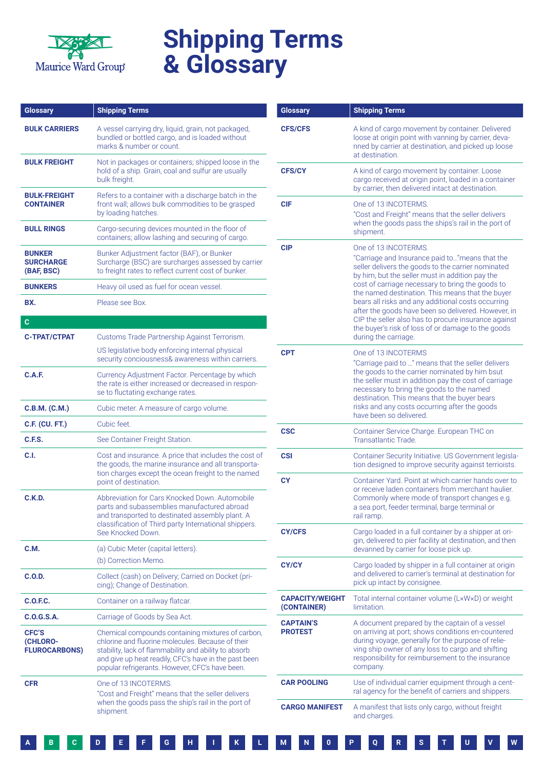# Shipping Terms & Glossary

| Glossary | Shipping Terms |
|---|---|
| **BULK CARRIERS** | A vessel carrying dry, liquid, grain, not packaged, bundled or bottled cargo, and is loaded without marks & number or count. |
| **BULK FREIGHT** | Not in packages or containers; shipped loose in the hold of a ship. Grain, coal and sulfur are usually bulk freight. |
| **BULK-FREIGHT CONTAINER** | Refers to a container with a discharge batch in the front wall; allows bulk commodities to be grasped by loading hatches. |
| **BULL RINGS** | Cargo-securing devices mounted in the floor of containers; allow lashing and securing of cargo. |
| **BUNKER SURCHARGE (BAF, BSC)** | Bunker Adjustment factor (BAF), or Bunker Surcharge (BSC) are surcharges assessed by carrier to freight rates to reflect current cost of bunker. |
| **BUNKERS** | Heavy oil used as fuel for ocean vessel. |
| **BX.** | Please see Box. |
| **C** | |
| **C-TPAT/CTPAT** | Customs Trade Partnership Against Terrorism. US legislative body enforcing internal physical security conciousness& awareness within carriers. |
| **C.A.F.** | Currency Adjustment Factor. Percentage by which the rate is either increased or decreased in response to fluctating exchange rates. |
| **C.B.M. (C.M.)** | Cubic meter. A measure of cargo volume. |
| **C.F. (CU. FT.)** | Cubic feet. |
| **C.F.S.** | See Container Freight Station. |
| **C.I.** | Cost and insurance. A price that includes the cost of the goods, the marine insurance and all transportation charges except the ocean freight to the named point of destination. |
| **C.K.D.** | Abbreviation for Cars Knocked Down. Automobile parts and subassemblies manufactured abroad and transported to destinated assembly plant. A classification of Third party International shippers. See Knocked Down. |
| **C.M.** | (a) Cubic Meter (capital letters). (b) Correction Memo. |
| **C.O.D.** | Collect (cash) on Delivery; Carried on Docket (pricing); Change of Destination. |
| **C.O.F.C.** | Container on a railway flatcar. |
| **C.O.G.S.A.** | Carriage of Goods by Sea Act. |
| **CFC'S (CHLORO-FLUROCARBONS)** | Chemical compounds containing mixtures of carbon, chlorine and fluorine molecules. Because of their stability, lack of flammability and ability to absorb and give up heat readily, CFC's have in the past been popular refrigerants. However, CFC's have been. |
| **CFR** | One of 13 INCOTERMS. "Cost and Freight" means that the seller delivers when the goods pass the ship's rail in the port of shipment. |
| **CFS/CFS** | A kind of cargo movement by container. Delivered loose at origin point with vanning by carrier, devanned by carrier at destination, and picked up loose at destination. |
| **CFS/CY** | A kind of cargo movement by container. Loose cargo received at origin point, loaded in a container by carrier, then delivered intact at destination. |
| **CIF** | One of 13 INCOTERMS. "Cost and Freight" means that the seller delivers when the goods pass the ships's rail in the port of shipment. |
| **CIP** | One of 13 INCOTERMS. "Carriage and Insurance paid to…"means that the seller delivers the goods to the carrier nominated by him, but the seller must in addition pay the cost of carriage necessary to bring the goods to the named destination. This means that the buyer bears all risks and any additional costs occurring after the goods have been so delivered. However, in CIP the seller also has to procure insurance against the buyer's risk of loss of or damage to the goods during the carriage. |
| **CPT** | One of 13 INCOTERMS "Carriage paid to …" means that the seller delivers the goods to the carrier nominated by him bsut the seller must in addition pay the cost of carriage necessary to bring the goods to the named destination. This means that the buyer bears risks and any costs occurring after the goods have been so delivered. |
| **CSC** | Container Service Charge. European THC on Transatlantic Trade. |
| **CSI** | Container Security Initiative. US Government legislation designed to improve security against terrioists. |
| **CY** | Container Yard. Point at which carrier hands over to or receive laden containers from merchant haulier. Commonly where mode of transport changes e.g. a sea port, feeder terminal, barge terminal or rail ramp. |
| **CY/CFS** | Cargo loaded in a full container by a shipper at origin, delivered to pier facility at destination, and then devanned by carrier for loose pick up. |
| **CY/CY** | Cargo loaded by shipper in a full container at origin and delivered to carrier's terminal at destination for pick up intact by consignee. |
| **CAPACITY/WEIGHT (CONTAINER)** | Total internal container volume (L×W×D) or weight limitation. |
| **CAPTAIN'S PROTEST** | A document prepared by the captain of a vessel on arriving at port; shows conditions en-countered during voyage, generally for the purpose of relieving ship owner of any loss to cargo and shifting responsibility for reimbursement to the insurance company. |
| **CAR POOLING** | Use of individual carrier equipment through a central agency for the benefit of carriers and shippers. |
| **CARGO MANIFEST** | A manifest that lists only cargo, without freight and charges. |

A B C D E F G H I K L M N O P Q R S T U V W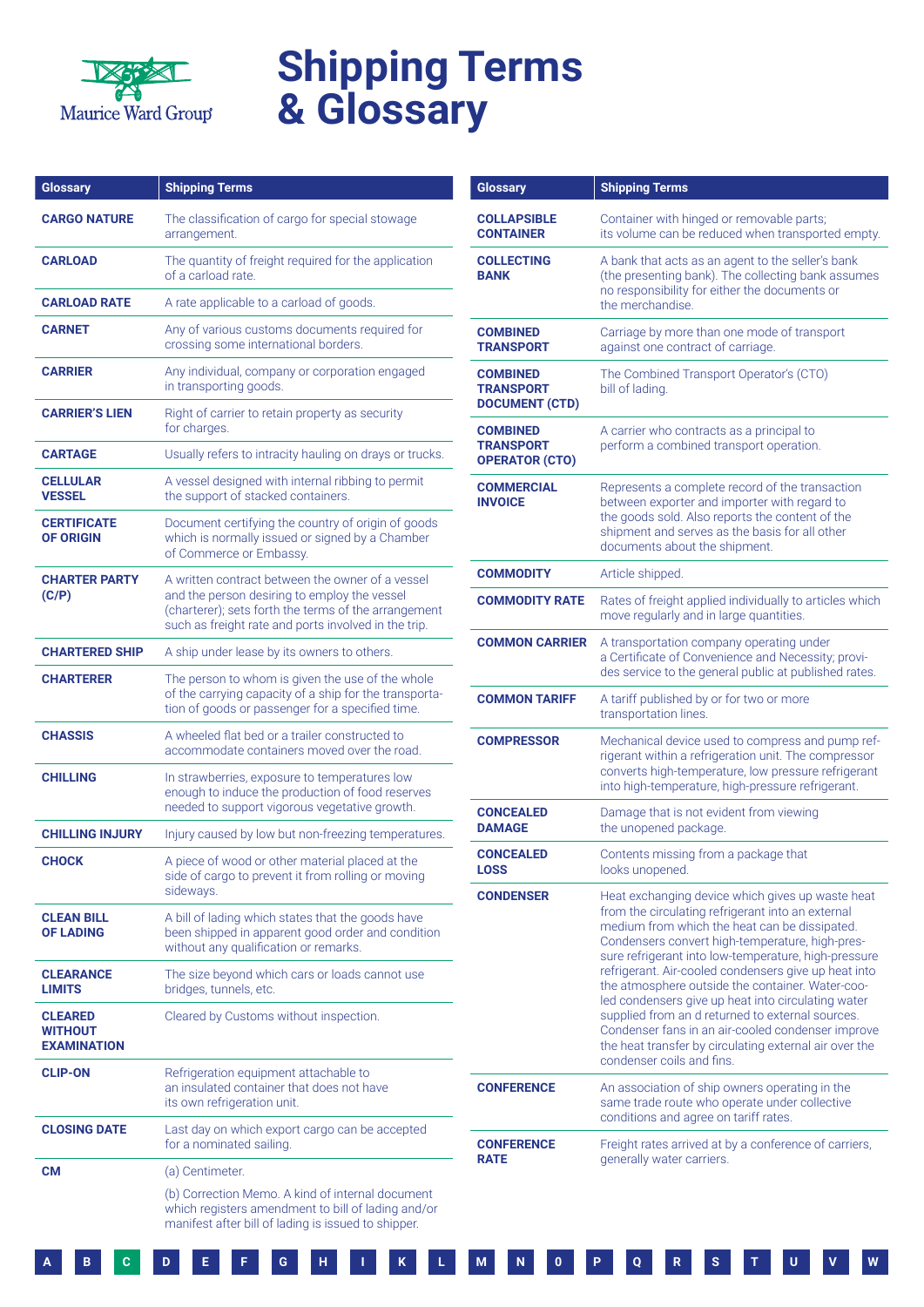# Shipping Terms & Glossary

| Glossary | Shipping Terms |
|---|---|
| **CARGO NATURE** | The classification of cargo for special stowage arrangement. |
| **CARLOAD** | The quantity of freight required for the application of a carload rate. |
| **CARLOAD RATE** | A rate applicable to a carload of goods. |
| **CARNET** | Any of various customs documents required for crossing some international borders. |
| **CARRIER** | Any individual, company or corporation engaged in transporting goods. |
| **CARRIER'S LIEN** | Right of carrier to retain property as security for charges. |
| **CARTAGE** | Usually refers to intracity hauling on drays or trucks. |
| **CELLULAR VESSEL** | A vessel designed with internal ribbing to permit the support of stacked containers. |
| **CERTIFICATE OF ORIGIN** | Document certifying the country of origin of goods which is normally issued or signed by a Chamber of Commerce or Embassy. |
| **CHARTER PARTY (C/P)** | A written contract between the owner of a vessel and the person desiring to employ the vessel (charterer); sets forth the terms of the arrangement such as freight rate and ports involved in the trip. |
| **CHARTERED SHIP** | A ship under lease by its owners to others. |
| **CHARTERER** | The person to whom is given the use of the whole of the carrying capacity of a ship for the transportation of goods or passenger for a specified time. |
| **CHASSIS** | A wheeled flat bed or a trailer constructed to accommodate containers moved over the road. |
| **CHILLING** | In strawberries, exposure to temperatures low enough to induce the production of food reserves needed to support vigorous vegetative growth. |
| **CHILLING INJURY** | Injury caused by low but non-freezing temperatures. |
| **CHOCK** | A piece of wood or other material placed at the side of cargo to prevent it from rolling or moving sideways. |
| **CLEAN BILL OF LADING** | A bill of lading which states that the goods have been shipped in apparent good order and condition without any qualification or remarks. |
| **CLEARANCE LIMITS** | The size beyond which cars or loads cannot use bridges, tunnels, etc. |
| **CLEARED WITHOUT EXAMINATION** | Cleared by Customs without inspection. |
| **CLIP-ON** | Refrigeration equipment attachable to an insulated container that does not have its own refrigeration unit. |
| **CLOSING DATE** | Last day on which export cargo can be accepted for a nominated sailing. |
| **CM** | (a) Centimeter.<br>(b) Correction Memo. A kind of internal document which registers amendment to bill of lading and/or manifest after bill of lading is issued to shipper. |
| **COLLAPSIBLE CONTAINER** | Container with hinged or removable parts; its volume can be reduced when transported empty. |
| **COLLECTING BANK** | A bank that acts as an agent to the seller's bank (the presenting bank). The collecting bank assumes no responsibility for either the documents or the merchandise. |
| **COMBINED TRANSPORT** | Carriage by more than one mode of transport against one contract of carriage. |
| **COMBINED TRANSPORT DOCUMENT (CTD)** | The Combined Transport Operator's (CTO) bill of lading. |
| **COMBINED TRANSPORT OPERATOR (CTO)** | A carrier who contracts as a principal to perform a combined transport operation. |
| **COMMERCIAL INVOICE** | Represents a complete record of the transaction between exporter and importer with regard to the goods sold. Also reports the content of the shipment and serves as the basis for all other documents about the shipment. |
| **COMMODITY** | Article shipped. |
| **COMMODITY RATE** | Rates of freight applied individually to articles which move regularly and in large quantities. |
| **COMMON CARRIER** | A transportation company operating under a Certificate of Convenience and Necessity; provides service to the general public at published rates. |
| **COMMON TARIFF** | A tariff published by or for two or more transportation lines. |
| **COMPRESSOR** | Mechanical device used to compress and pump refrigerant within a refrigeration unit. The compressor converts high-temperature, low pressure refrigerant into high-temperature, high-pressure refrigerant. |
| **CONCEALED DAMAGE** | Damage that is not evident from viewing the unopened package. |
| **CONCEALED LOSS** | Contents missing from a package that looks unopened. |
| **CONDENSER** | Heat exchanging device which gives up waste heat from the circulating refrigerant into an external medium from which the heat can be dissipated. Condensers convert high-temperature, high-pressure refrigerant into low-temperature, high-pressure refrigerant. Air-cooled condensers give up heat into the atmosphere outside the container. Water-cooled condensers give up heat into circulating water supplied from an d returned to external sources. Condenser fans in an air-cooled condenser improve the heat transfer by circulating external air over the condenser coils and fins. |
| **CONFERENCE** | An association of ship owners operating in the same trade route who operate under collective conditions and agree on tariff rates. |
| **CONFERENCE RATE** | Freight rates arrived at by a conference of carriers, generally water carriers. |

A B C D E F G H I K L M N O P Q R S T U V W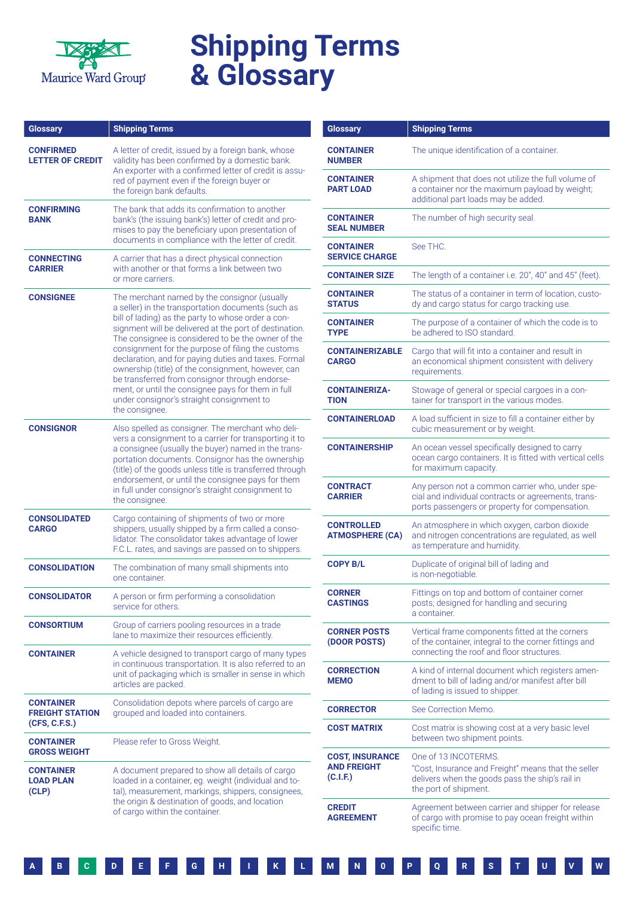# Shipping Terms & Glossary

| Glossary | Shipping Terms |
|---|---|
| **CONFIRMED LETTER OF CREDIT** | A letter of credit, issued by a foreign bank, whose validity has been confirmed by a domestic bank. An exporter with a confirmed letter of credit is assured of payment even if the foreign buyer or the foreign bank defaults. |
| **CONFIRMING BANK** | The bank that adds its confirmation to another bank's (the issuing bank's) letter of credit and promises to pay the beneficiary upon presentation of documents in compliance with the letter of credit. |
| **CONNECTING CARRIER** | A carrier that has a direct physical connection with another or that forms a link between two or more carriers. |
| **CONSIGNEE** | The merchant named by the consignor (usually a seller) in the transportation documents (such as bill of lading) as the party to whose order a consignment will be delivered at the port of destination. The consignee is considered to be the owner of the consignment for the purpose of filing the customs declaration, and for paying duties and taxes. Formal ownership (title) of the consignment, however, can be transferred from consignor through endorsement, or until the consignee pays for them in full under consignor's straight consignment to the consignee. |
| **CONSIGNOR** | Also spelled as consigner. The merchant who delivers a consignment to a carrier for transporting it to a consignee (usually the buyer) named in the transportation documents. Consignor has the ownership (title) of the goods unless title is transferred through endorsement, or until the consignee pays for them in full under consignor's straight consignment to the consignee. |
| **CONSOLIDATED CARGO** | Cargo containing of shipments of two or more shippers, usually shipped by a firm called a consolidator. The consolidator takes advantage of lower F.C.L. rates, and savings are passed on to shippers. |
| **CONSOLIDATION** | The combination of many small shipments into one container. |
| **CONSOLIDATOR** | A person or firm performing a consolidation service for others. |
| **CONSORTIUM** | Group of carriers pooling resources in a trade lane to maximize their resources efficiently. |
| **CONTAINER** | A vehicle designed to transport cargo of many types in continuous transportation. It is also referred to an unit of packaging which is smaller in sense in which articles are packed. |
| **CONTAINER FREIGHT STATION (CFS, C.F.S.)** | Consolidation depots where parcels of cargo are grouped and loaded into containers. |
| **CONTAINER GROSS WEIGHT** | Please refer to Gross Weight. |
| **CONTAINER LOAD PLAN (CLP)** | A document prepared to show all details of cargo loaded in a container, eg. weight (individual and total), measurement, markings, shippers, consignees, the origin & destination of goods, and location of cargo within the container. |
| **CONTAINER NUMBER** | The unique identification of a container. |
| **CONTAINER PART LOAD** | A shipment that does not utilize the full volume of a container nor the maximum payload by weight; additional part loads may be added. |
| **CONTAINER SEAL NUMBER** | The number of high security seal. |
| **CONTAINER SERVICE CHARGE** | See THC. |
| **CONTAINER SIZE** | The length of a container i.e. 20", 40" and 45" (feet). |
| **CONTAINER STATUS** | The status of a container in term of location, custody and cargo status for cargo tracking use. |
| **CONTAINER TYPE** | The purpose of a container of which the code is to be adhered to ISO standard. |
| **CONTAINERIZABLE CARGO** | Cargo that will fit into a container and result in an economical shipment consistent with delivery requirements. |
| **CONTAINERIZATION** | Stowage of general or special cargoes in a container for transport in the various modes. |
| **CONTAINERLOAD** | A load sufficient in size to fill a container either by cubic measurement or by weight. |
| **CONTAINERSHIP** | An ocean vessel specifically designed to carry ocean cargo containers. It is fitted with vertical cells for maximum capacity. |
| **CONTRACT CARRIER** | Any person not a common carrier who, under special and individual contracts or agreements, transports passengers or property for compensation. |
| **CONTROLLED ATMOSPHERE (CA)** | An atmosphere in which oxygen, carbon dioxide and nitrogen concentrations are regulated, as well as temperature and humidity. |
| **COPY B/L** | Duplicate of original bill of lading and is non-negotiable. |
| **CORNER CASTINGS** | Fittings on top and bottom of container corner posts; designed for handling and securing a container. |
| **CORNER POSTS (DOOR POSTS)** | Vertical frame components fitted at the corners of the container, integral to the corner fittings and connecting the roof and floor structures. |
| **CORRECTION MEMO** | A kind of internal document which registers amendment to bill of lading and/or manifest after bill of lading is issued to shipper. |
| **CORRECTOR** | See Correction Memo. |
| **COST MATRIX** | Cost matrix is showing cost at a very basic level between two shipment points. |
| **COST, INSURANCE AND FREIGHT (C.I.F.)** | One of 13 INCOTERMS. "Cost, Insurance and Freight" means that the seller delivers when the goods pass the ship's rail in the port of shipment. |
| **CREDIT AGREEMENT** | Agreement between carrier and shipper for release of cargo with promise to pay ocean freight within specific time. |

A B C D E F G H I K L M N O P Q R S T U V W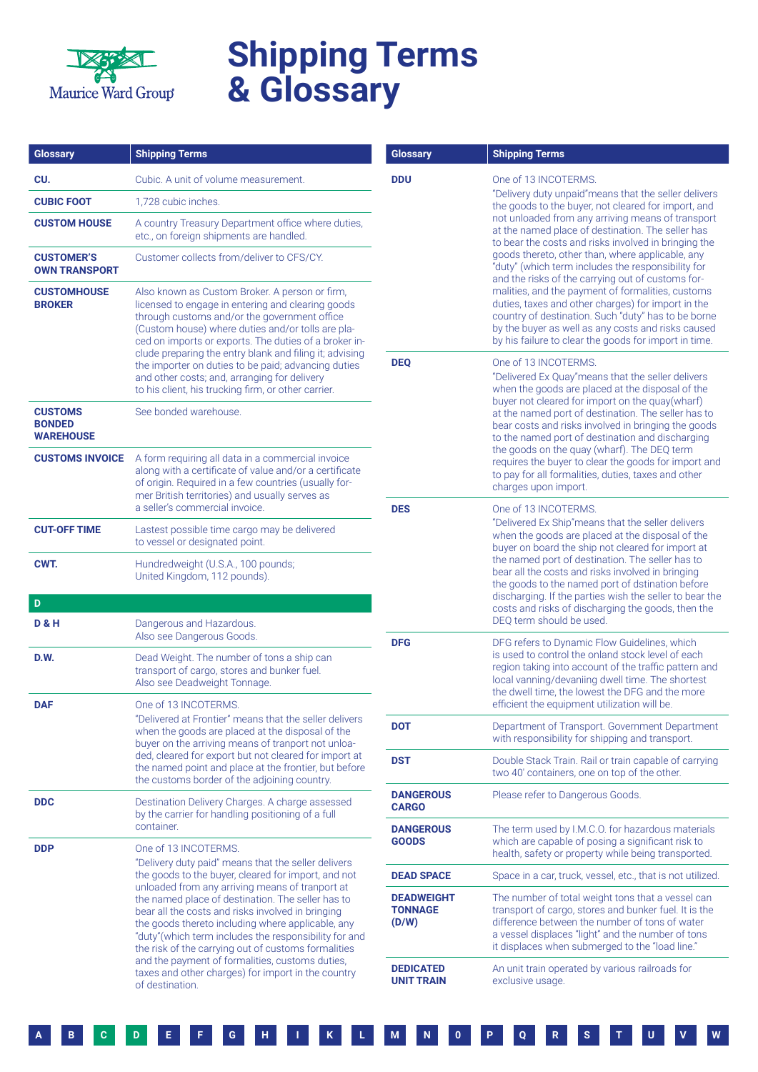# Shipping Terms & Glossary

| Glossary | Shipping Terms |
|---|---|
| **CU.** | Cubic. A unit of volume measurement. |
| **CUBIC FOOT** | 1,728 cubic inches. |
| **CUSTOM HOUSE** | A country Treasury Department office where duties, etc., on foreign shipments are handled. |
| **CUSTOMER'S OWN TRANSPORT** | Customer collects from/deliver to CFS/CY. |
| **CUSTOMHOUSE BROKER** | Also known as Custom Broker. A person or firm, licensed to engage in entering and clearing goods through customs and/or the government office (Custom house) where duties and/or tolls are placed on imports or exports. The duties of a broker include preparing the entry blank and filing it; advising the importer on duties to be paid; advancing duties and other costs; and, arranging for delivery to his client, his trucking firm, or other carrier. |
| **CUSTOMS BONDED WAREHOUSE** | See bonded warehouse. |
| **CUSTOMS INVOICE** | A form requiring all data in a commercial invoice along with a certificate of value and/or a certificate of origin. Required in a few countries (usually former British territories) and usually serves as a seller's commercial invoice. |
| **CUT-OFF TIME** | Lastest possible time cargo may be delivered to vessel or designated point. |
| **CWT.** | Hundredweight (U.S.A., 100 pounds; United Kingdom, 112 pounds). |

## D

| Glossary | Shipping Terms |
|---|---|
| **D & H** | Dangerous and Hazardous. Also see Dangerous Goods. |
| **D.W.** | Dead Weight. The number of tons a ship can transport of cargo, stores and bunker fuel. Also see Deadweight Tonnage. |
| **DAF** | One of 13 INCOTERMS. "Delivered at Frontier" means that the seller delivers when the goods are placed at the disposal of the buyer on the arriving means of tranport not unloaded, cleared for export but not cleared for import at the named point and place at the frontier, but before the customs border of the adjoining country. |
| **DDC** | Destination Delivery Charges. A charge assessed by the carrier for handling positioning of a full container. |
| **DDP** | One of 13 INCOTERMS. "Delivery duty paid" means that the seller delivers the goods to the buyer, cleared for import, and not unloaded from any arriving means of tranport at the named place of destination. The seller has to bear all the costs and risks involved in bringing the goods thereto including where applicable, any "duty"(which term includes the responsibility for and the risk of the carrying out of customs formalities and the payment of formalities, customs duties, taxes and other charges) for import in the country of destination. |
| **DDU** | One of 13 INCOTERMS. "Delivery duty unpaid"means that the seller delivers the goods to the buyer, not cleared for import, and not unloaded from any arriving means of transport at the named place of destination. The seller has to bear the costs and risks involved in bringing the goods thereto, other than, where applicable, any "duty" (which term includes the responsibility for and the risks of the carrying out of customs formalities, and the payment of formalities, customs duties, taxes and other charges) for import in the country of destination. Such "duty" has to be borne by the buyer as well as any costs and risks caused by his failure to clear the goods for import in time. |
| **DEQ** | One of 13 INCOTERMS. "Delivered Ex Quay"means that the seller delivers when the goods are placed at the disposal of the buyer not cleared for import on the quay(wharf) at the named port of destination. The seller has to bear costs and risks involved in bringing the goods to the named port of destination and discharging the goods on the quay (wharf). The DEQ term requires the buyer to clear the goods for import and to pay for all formalities, duties, taxes and other charges upon import. |
| **DES** | One of 13 INCOTERMS. "Delivered Ex Ship"means that the seller delivers when the goods are placed at the disposal of the buyer on board the ship not cleared for import at the named port of destination. The seller has to bear all the costs and risks involved in bringing the goods to the named port of dstination before discharging. If the parties wish the seller to bear the costs and risks of discharging the goods, then the DEQ term should be used. |
| **DFG** | DFG refers to Dynamic Flow Guidelines, which is used to control the onland stock level of each region taking into account of the traffic pattern and local vanning/devaniing dwell time. The shortest the dwell time, the lowest the DFG and the more efficient the equipment utilization will be. |
| **DOT** | Department of Transport. Government Department with responsibility for shipping and transport. |
| **DST** | Double Stack Train. Rail or train capable of carrying two 40' containers, one on top of the other. |
| **DANGEROUS CARGO** | Please refer to Dangerous Goods. |
| **DANGEROUS GOODS** | The term used by I.M.C.O. for hazardous materials which are capable of posing a significant risk to health, safety or property while being transported. |
| **DEAD SPACE** | Space in a car, truck, vessel, etc., that is not utilized. |
| **DEADWEIGHT TONNAGE (D/W)** | The number of total weight tons that a vessel can transport of cargo, stores and bunker fuel. It is the difference between the number of tons of water a vessel displaces "light" and the number of tons it displaces when submerged to the "load line." |
| **DEDICATED UNIT TRAIN** | An unit train operated by various railroads for exclusive usage. |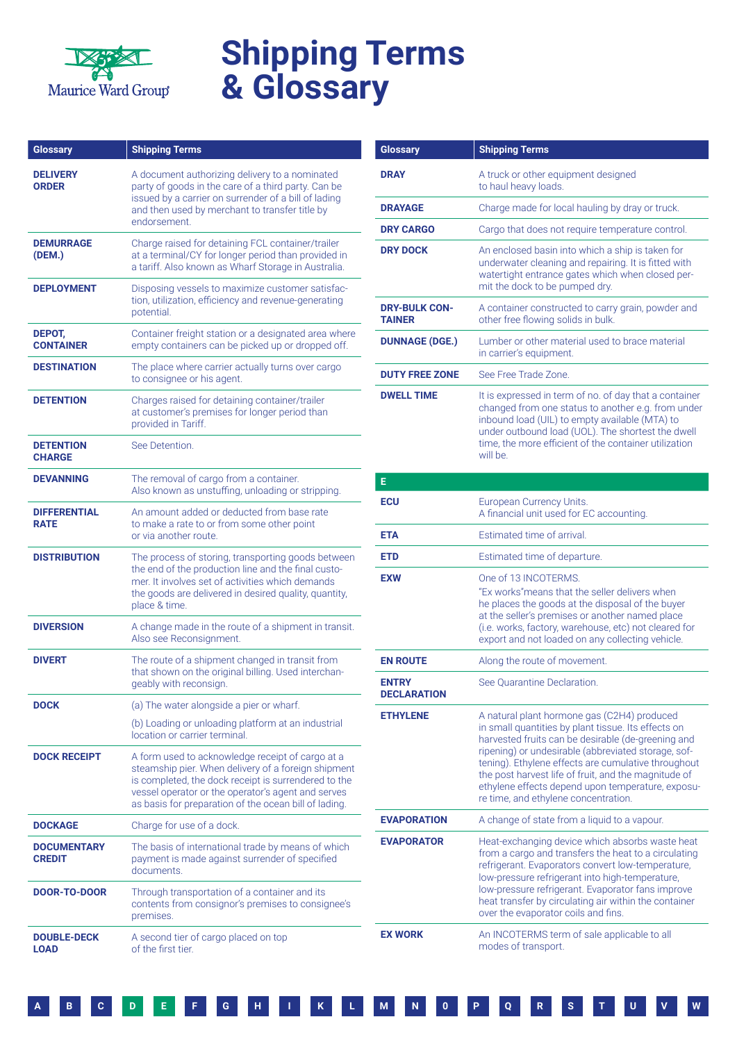# Shipping Terms & Glossary

| Glossary | Shipping Terms |
|---|---|
| **DELIVERY ORDER** | A document authorizing delivery to a nominated party of goods in the care of a third party. Can be issued by a carrier on surrender of a bill of lading and then used by merchant to transfer title by endorsement. |
| **DEMURRAGE (DEM.)** | Charge raised for detaining FCL container/trailer at a terminal/CY for longer period than provided in a tariff. Also known as Wharf Storage in Australia. |
| **DEPLOYMENT** | Disposing vessels to maximize customer satisfaction, utilization, efficiency and revenue-generating potential. |
| **DEPOT, CONTAINER** | Container freight station or a designated area where empty containers can be picked up or dropped off. |
| **DESTINATION** | The place where carrier actually turns over cargo to consignee or his agent. |
| **DETENTION** | Charges raised for detaining container/trailer at customer's premises for longer period than provided in Tariff. |
| **DETENTION CHARGE** | See Detention. |
| **DEVANNING** | The removal of cargo from a container. Also known as unstuffing, unloading or stripping. |
| **DIFFERENTIAL RATE** | An amount added or deducted from base rate to make a rate to or from some other point or via another route. |
| **DISTRIBUTION** | The process of storing, transporting goods between the end of the production line and the final customer. It involves set of activities which demands the goods are delivered in desired quality, quantity, place & time. |
| **DIVERSION** | A change made in the route of a shipment in transit. Also see Reconsignment. |
| **DIVERT** | The route of a shipment changed in transit from that shown on the original billing. Used interchangeably with reconsign. |
| **DOCK** | (a) The water alongside a pier or wharf. (b) Loading or unloading platform at an industrial location or carrier terminal. |
| **DOCK RECEIPT** | A form used to acknowledge receipt of cargo at a steamship pier. When delivery of a foreign shipment is completed, the dock receipt is surrendered to the vessel operator or the operator's agent and serves as basis for preparation of the ocean bill of lading. |
| **DOCKAGE** | Charge for use of a dock. |
| **DOCUMENTARY CREDIT** | The basis of international trade by means of which payment is made against surrender of specified documents. |
| **DOOR-TO-DOOR** | Through transportation of a container and its contents from consignor's premises to consignee's premises. |
| **DOUBLE-DECK LOAD** | A second tier of cargo placed on top of the first tier. |

| Glossary | Shipping Terms |
|---|---|
| **DRAY** | A truck or other equipment designed to haul heavy loads. |
| **DRAYAGE** | Charge made for local hauling by dray or truck. |
| **DRY CARGO** | Cargo that does not require temperature control. |
| **DRY DOCK** | An enclosed basin into which a ship is taken for underwater cleaning and repairing. It is fitted with watertight entrance gates which when closed permit the dock to be pumped dry. |
| **DRY-BULK CONTAINER** | A container constructed to carry grain, powder and other free flowing solids in bulk. |
| **DUNNAGE (DGE.)** | Lumber or other material used to brace material in carrier's equipment. |
| **DUTY FREE ZONE** | See Free Trade Zone. |
| **DWELL TIME** | It is expressed in term of no. of day that a container changed from one status to another e.g. from under inbound load (UIL) to empty available (MTA) to under outbound load (UOL). The shortest the dwell time, the more efficient of the container utilization will be. |

## E

| Glossary | Shipping Terms |
|---|---|
| **ECU** | European Currency Units. A financial unit used for EC accounting. |
| **ETA** | Estimated time of arrival. |
| **ETD** | Estimated time of departure. |
| **EXW** | One of 13 INCOTERMS. "Ex works"means that the seller delivers when he places the goods at the disposal of the buyer at the seller's premises or another named place (i.e. works, factory, warehouse, etc) not cleared for export and not loaded on any collecting vehicle. |
| **EN ROUTE** | Along the route of movement. |
| **ENTRY DECLARATION** | See Quarantine Declaration. |
| **ETHYLENE** | A natural plant hormone gas ($C_2H_4$) produced in small quantities by plant tissue. Its effects on harvested fruits can be desirable (de-greening and ripening) or undesirable (abbreviated storage, softening). Ethylene effects are cumulative throughout the post harvest life of fruit, and the magnitude of ethylene effects depend upon temperature, exposure time, and ethylene concentration. |
| **EVAPORATION** | A change of state from a liquid to a vapour. |
| **EVAPORATOR** | Heat-exchanging device which absorbs waste heat from a cargo and transfers the heat to a circulating refrigerant. Evaporators convert low-temperature, low-pressure refrigerant into high-temperature, low-pressure refrigerant. Evaporator fans improve heat transfer by circulating air within the container over the evaporator coils and fins. |
| **EX WORK** | An INCOTERMS term of sale applicable to all modes of transport. |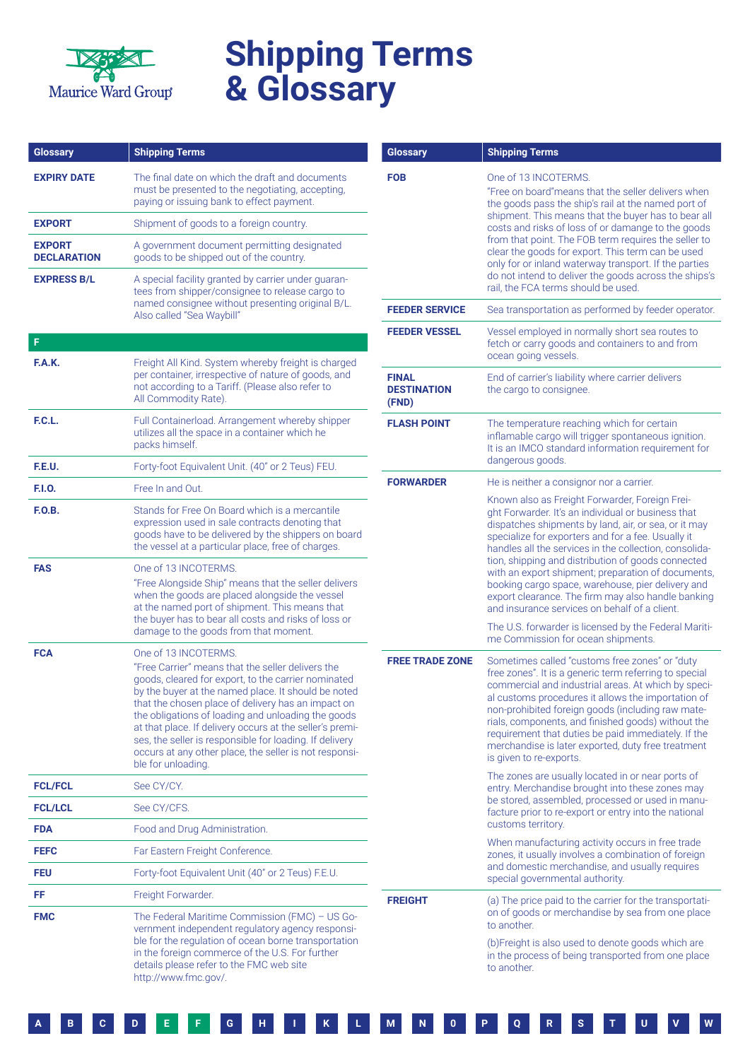# Shipping Terms & Glossary

| Glossary | Shipping Terms |
|---|---|
| **EXPIRY DATE** | The final date on which the draft and documents must be presented to the negotiating, accepting, paying or issuing bank to effect payment. |
| **EXPORT** | Shipment of goods to a foreign country. |
| **EXPORT DECLARATION** | A government document permitting designated goods to be shipped out of the country. |
| **EXPRESS B/L** | A special facility granted by carrier under guarantees from shipper/consignee to release cargo to named consignee without presenting original B/L. Also called "Sea Waybill" |
| **F** | |
| **F.A.K.** | Freight All Kind. System whereby freight is charged per container, irrespective of nature of goods, and not according to a Tariff. (Please also refer to All Commodity Rate). |
| **F.C.L.** | Full Containerload. Arrangement whereby shipper utilizes all the space in a container which he packs himself. |
| **F.E.U.** | Forty-foot Equivalent Unit. (40" or 2 Teus) FEU. |
| **F.I.O.** | Free In and Out. |
| **F.O.B.** | Stands for Free On Board which is a mercantile expression used in sale contracts denoting that goods have to be delivered by the shippers on board the vessel at a particular place, free of charges. |
| **FAS** | One of 13 INCOTERMS. "Free Alongside Ship" means that the seller delivers when the goods are placed alongside the vessel at the named port of shipment. This means that the buyer has to bear all costs and risks of loss or damage to the goods from that moment. |
| **FCA** | One of 13 INCOTERMS. "Free Carrier" means that the seller delivers the goods, cleared for export, to the carrier nominated by the buyer at the named place. It should be noted that the chosen place of delivery has an impact on the obligations of loading and unloading the goods at that place. If delivery occurs at the seller's premises, the seller is responsible for loading. If delivery occurs at any other place, the seller is not responsible for unloading. |
| **FCL/FCL** | See CY/CY. |
| **FCL/LCL** | See CY/CFS. |
| **FDA** | Food and Drug Administration. |
| **FEFC** | Far Eastern Freight Conference. |
| **FEU** | Forty-foot Equivalent Unit (40" or 2 Teus) F.E.U. |
| **FF** | Freight Forwarder. |
| **FMC** | The Federal Maritime Commission (FMC) – US Government independent regulatory agency responsible for the regulation of ocean borne transportation in the foreign commerce of the U.S. For further details please refer to the FMC web site http://www.fmc.gov/. |

| Glossary | Shipping Terms |
|---|---|
| **FOB** | One of 13 INCOTERMS. "Free on board"means that the seller delivers when the goods pass the ship's rail at the named port of shipment. This means that the buyer has to bear all costs and risks of loss of or damage to the goods from that point. The FOB term requires the seller to clear the goods for export. This term can be used only for or inland waterway transport. If the parties do not intend to deliver the goods across the ships's rail, the FCA terms should be used. |
| **FEEDER SERVICE** | Sea transportation as performed by feeder operator. |
| **FEEDER VESSEL** | Vessel employed in normally short sea routes to fetch or carry goods and containers to and from ocean going vessels. |
| **FINAL DESTINATION (FND)** | End of carrier's liability where carrier delivers the cargo to consignee. |
| **FLASH POINT** | The temperature reaching which for certain inflamable cargo will trigger spontaneous ignition. It is an IMCO standard information requirement for dangerous goods. |
| **FORWARDER** | He is neither a consignor nor a carrier. Known also as Freight Forwarder, Foreign Freight Forwarder. It's an individual or business that dispatches shipments by land, air, or sea, or it may specialize for exporters and for a fee. Usually it handles all the services in the collection, consolidation, shipping and distribution of goods connected with an export shipment; preparation of documents, booking cargo space, warehouse, pier delivery and export clearance. The firm may also handle banking and insurance services on behalf of a client. The U.S. forwarder is licensed by the Federal Maritime Commission for ocean shipments. |
| **FREE TRADE ZONE** | Sometimes called "customs free zones" or "duty free zones". It is a generic term referring to special commercial and industrial areas. At which by special customs procedures it allows the importation of non-prohibited foreign goods (including raw materials, components, and finished goods) without the requirement that duties be paid immediately. If the merchandise is later exported, duty free treatment is given to re-exports. The zones are usually located in or near ports of entry. Merchandise brought into these zones may be stored, assembled, processed or used in manufacture prior to re-export or entry into the national customs territory. When manufacturing activity occurs in free trade zones, it usually involves a combination of foreign and domestic merchandise, and usually requires special governmental authority. |
| **FREIGHT** | (a) The price paid to the carrier for the transportation of goods or merchandise by sea from one place to another. (b)Freight is also used to denote goods which are in the process of being transported from one place to another. |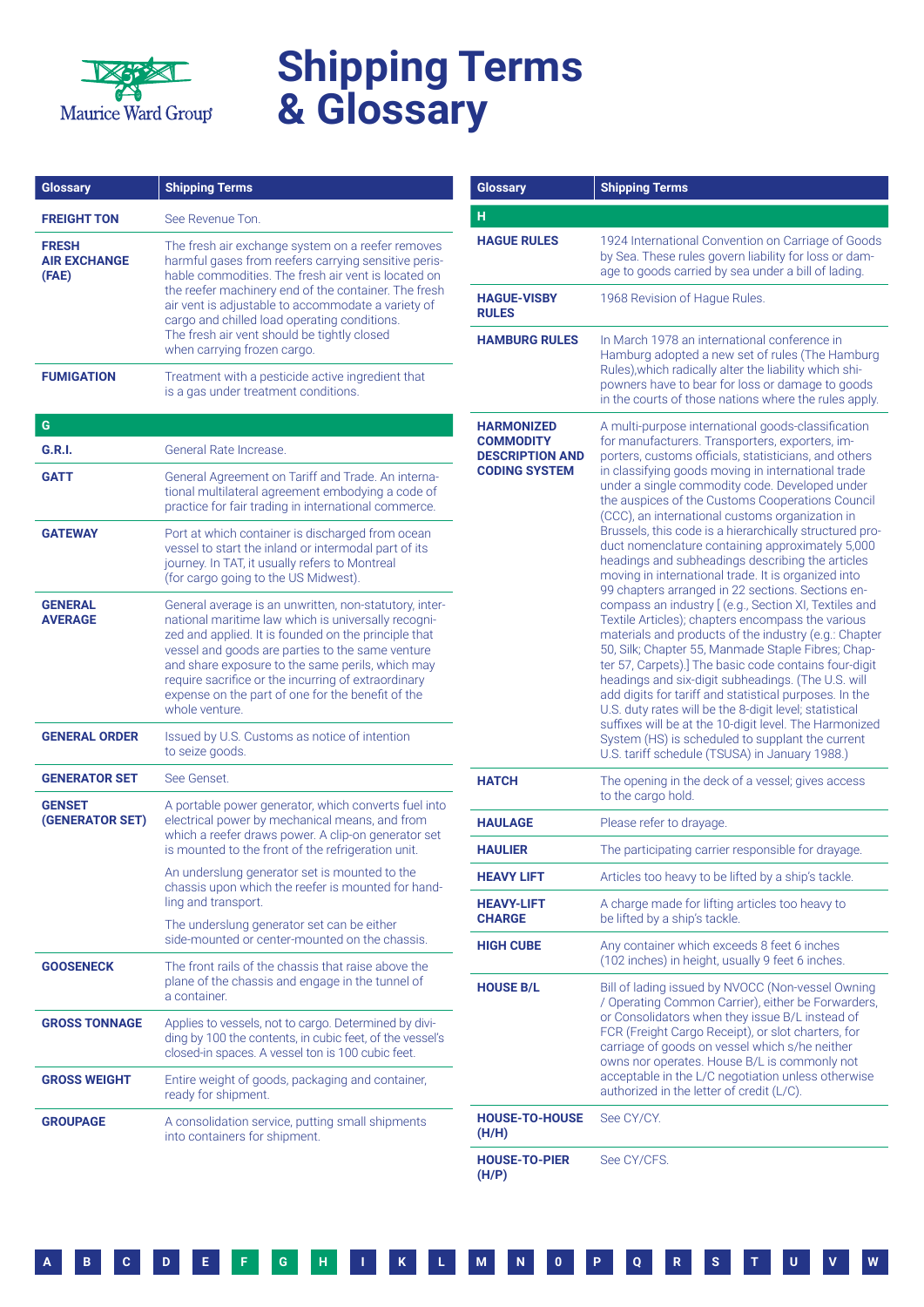# Shipping Terms & Glossary

| Glossary | Shipping Terms |
|---|---|
| **FREIGHT TON** | See Revenue Ton. |
| **FRESH AIR EXCHANGE (FAE)** | The fresh air exchange system on a reefer removes harmful gases from reefers carrying sensitive perishable commodities. The fresh air vent is located on the reefer machinery end of the container. The fresh air vent is adjustable to accommodate a variety of cargo and chilled load operating conditions. The fresh air vent should be tightly closed when carrying frozen cargo. |
| **FUMIGATION** | Treatment with a pesticide active ingredient that is a gas under treatment conditions. |
| **G** | |
| **G.R.I.** | General Rate Increase. |
| **GATT** | General Agreement on Tariff and Trade. An international multilateral agreement embodying a code of practice for fair trading in international commerce. |
| **GATEWAY** | Port at which container is discharged from ocean vessel to start the inland or intermodal part of its journey. In TAT, it usually refers to Montreal (for cargo going to the US Midwest). |
| **GENERAL AVERAGE** | General average is an unwritten, non-statutory, international maritime law which is universally recognized and applied. It is founded on the principle that vessel and goods are parties to the same venture and share exposure to the same perils, which may require sacrifice or the incurring of extraordinary expense on the part of one for the benefit of the whole venture. |
| **GENERAL ORDER** | Issued by U.S. Customs as notice of intention to seize goods. |
| **GENERATOR SET** | See Genset. |
| **GENSET (GENERATOR SET)** | A portable power generator, which converts fuel into electrical power by mechanical means, and from which a reefer draws power. A clip-on generator set is mounted to the front of the refrigeration unit.<br><br>An underslung generator set is mounted to the chassis upon which the reefer is mounted for handling and transport.<br><br>The underslung generator set can be either side-mounted or center-mounted on the chassis. |
| **GOOSENECK** | The front rails of the chassis that raise above the plane of the chassis and engage in the tunnel of a container. |
| **GROSS TONNAGE** | Applies to vessels, not to cargo. Determined by dividing by 100 the contents, in cubic feet, of the vessel's closed-in spaces. A vessel ton is 100 cubic feet. |
| **GROSS WEIGHT** | Entire weight of goods, packaging and container, ready for shipment. |
| **GROUPAGE** | A consolidation service, putting small shipments into containers for shipment. |

| Glossary | Shipping Terms |
|---|---|
| **H** | |
| **HAGUE RULES** | 1924 International Convention on Carriage of Goods by Sea. These rules govern liability for loss or damage to goods carried by sea under a bill of lading. |
| **HAGUE-VISBY RULES** | 1968 Revision of Hague Rules. |
| **HAMBURG RULES** | In March 1978 an international conference in Hamburg adopted a new set of rules (The Hamburg Rules),which radically alter the liability which shipowners have to bear for loss or damage to goods in the courts of those nations where the rules apply. |
| **HARMONIZED COMMODITY DESCRIPTION AND CODING SYSTEM** | A multi-purpose international goods-classification for manufacturers. Transporters, exporters, importers, customs officials, statisticians, and others in classifying goods moving in international trade under a single commodity code. Developed under the auspices of the Customs Cooperations Council (CCC), an international customs organization in Brussels, this code is a hierarchically structured product nomenclature containing approximately 5,000 headings and subheadings describing the articles moving in international trade. It is organized into 99 chapters arranged in 22 sections. Sections encompass an industry [ (e.g., Section XI, Textiles and Textile Articles); chapters encompass the various materials and products of the industry (e.g.: Chapter 50, Silk; Chapter 55, Manmade Staple Fibres; Chapter 57, Carpets).] The basic code contains four-digit headings and six-digit subheadings. (The U.S. will add digits for tariff and statistical purposes. In the U.S. duty rates will be the 8-digit level; statistical suffixes will be at the 10-digit level. The Harmonized System (HS) is scheduled to supplant the current U.S. tariff schedule (TSUSA) in January 1988.) |
| **HATCH** | The opening in the deck of a vessel; gives access to the cargo hold. |
| **HAULAGE** | Please refer to drayage. |
| **HAULIER** | The participating carrier responsible for drayage. |
| **HEAVY LIFT** | Articles too heavy to be lifted by a ship's tackle. |
| **HEAVY-LIFT CHARGE** | A charge made for lifting articles too heavy to be lifted by a ship's tackle. |
| **HIGH CUBE** | Any container which exceeds 8 feet 6 inches (102 inches) in height, usually 9 feet 6 inches. |
| **HOUSE B/L** | Bill of lading issued by NVOCC (Non-vessel Owning / Operating Common Carrier), either be Forwarders, or Consolidators when they issue B/L instead of FCR (Freight Cargo Receipt), or slot charters, for carriage of goods on vessel which s/he neither owns nor operates. House B/L is commonly not acceptable in the L/C negotiation unless otherwise authorized in the letter of credit (L/C). |
| **HOUSE-TO-HOUSE (H/H)** | See CY/CY. |
| **HOUSE-TO-PIER (H/P)** | See CY/CFS. |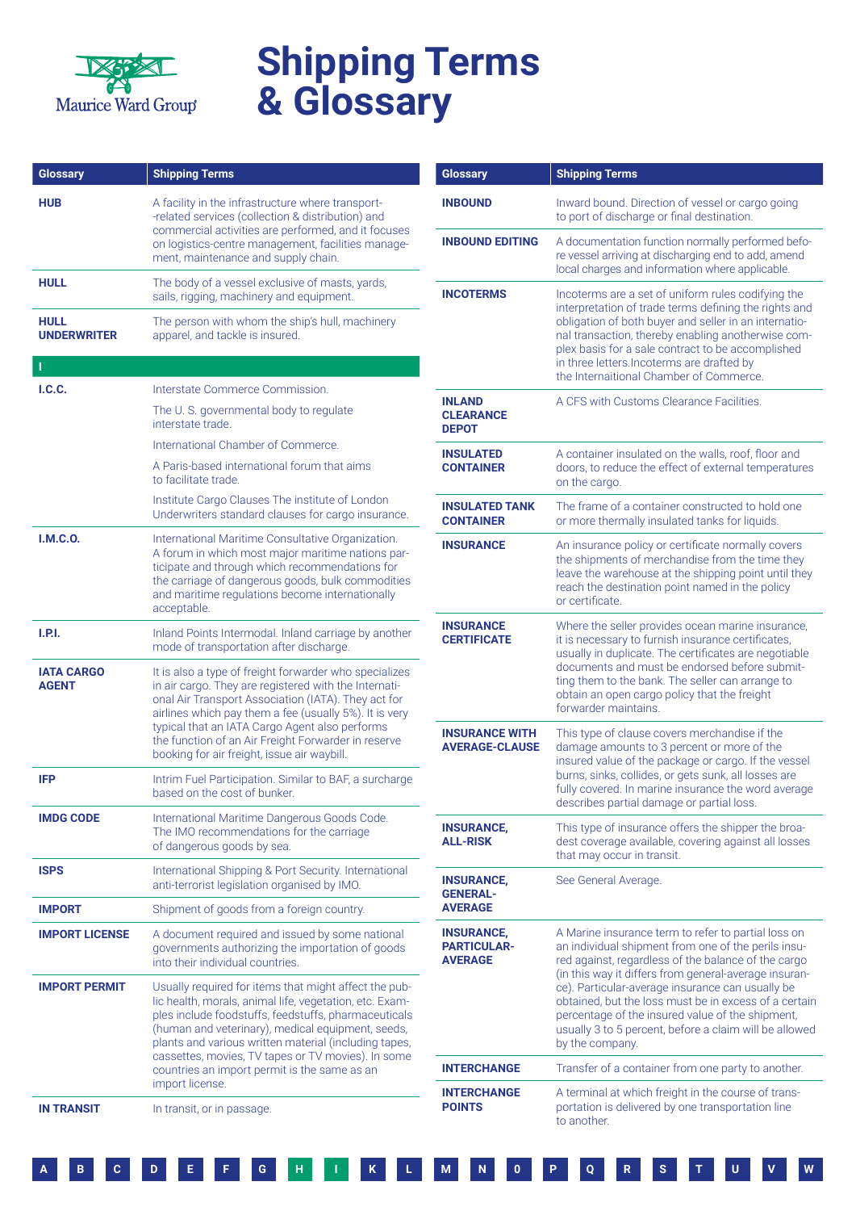# Shipping Terms & Glossary

| Glossary | Shipping Terms |
|---|---|
| **HUB** | A facility in the infrastructure where transport-related services (collection & distribution) and commercial activities are performed, and it focuses on logistics-centre management, facilities management, maintenance and supply chain. |
| **HULL** | The body of a vessel exclusive of masts, yards, sails, rigging, machinery and equipment. |
| **HULL UNDERWRITER** | The person with whom the ship's hull, machinery apparel, and tackle is insured. |
| **I** | |
| **I.C.C.** | Interstate Commerce Commission. The U. S. governmental body to regulate interstate trade. International Chamber of Commerce. A Paris-based international forum that aims to facilitate trade. Institute Cargo Clauses The institute of London Underwriters standard clauses for cargo insurance. |
| **I.M.C.O.** | International Maritime Consultative Organization. A forum in which most major maritime nations participate and through which recommendations for the carriage of dangerous goods, bulk commodities and maritime regulations become internationally acceptable. |
| **I.P.I.** | Inland Points Intermodal. Inland carriage by another mode of transportation after discharge. |
| **IATA CARGO AGENT** | It is also a type of freight forwarder who specializes in air cargo. They are registered with the International Air Transport Association (IATA). They act for airlines which pay them a fee (usually 5%). It is very typical that an IATA Cargo Agent also performs the function of an Air Freight Forwarder in reserve booking for air freight, issue air waybill. |
| **IFP** | Intrim Fuel Participation. Similar to BAF, a surcharge based on the cost of bunker. |
| **IMDG CODE** | International Maritime Dangerous Goods Code. The IMO recommendations for the carriage of dangerous goods by sea. |
| **ISPS** | International Shipping & Port Security. International anti-terrorist legislation organised by IMO. |
| **IMPORT** | Shipment of goods from a foreign country. |
| **IMPORT LICENSE** | A document required and issued by some national governments authorizing the importation of goods into their individual countries. |
| **IMPORT PERMIT** | Usually required for items that might affect the public health, morals, animal life, vegetation, etc. Examples include foodstuffs, feedstuffs, pharmaceuticals (human and veterinary), medical equipment, seeds, plants and various written material (including tapes, cassettes, movies, TV tapes or TV movies). In some countries an import permit is the same as an import license. |
| **IN TRANSIT** | In transit, or in passage. |
| **INBOUND** | Inward bound. Direction of vessel or cargo going to port of discharge or final destination. |
| **INBOUND EDITING** | A documentation function normally performed before vessel arriving at discharging end to add, amend local charges and information where applicable. |
| **INCOTERMS** | Incoterms are a set of uniform rules codifying the interpretation of trade terms defining the rights and obligation of both buyer and seller in an international transaction, thereby enabling anotherwise complex basis for a sale contract to be accomplished in three letters.Incoterms are drafted by the Internaitional Chamber of Commerce. |
| **INLAND CLEARANCE DEPOT** | A CFS with Customs Clearance Facilities. |
| **INSULATED CONTAINER** | A container insulated on the walls, roof, floor and doors, to reduce the effect of external temperatures on the cargo. |
| **INSULATED TANK CONTAINER** | The frame of a container constructed to hold one or more thermally insulated tanks for liquids. |
| **INSURANCE** | An insurance policy or certificate normally covers the shipments of merchandise from the time they leave the warehouse at the shipping point until they reach the destination point named in the policy or certificate. |
| **INSURANCE CERTIFICATE** | Where the seller provides ocean marine insurance, it is necessary to furnish insurance certificates, usually in duplicate. The certificates are negotiable documents and must be endorsed before submitting them to the bank. The seller can arrange to obtain an open cargo policy that the freight forwarder maintains. |
| **INSURANCE WITH AVERAGE-CLAUSE** | This type of clause covers merchandise if the damage amounts to 3 percent or more of the insured value of the package or cargo. If the vessel burns, sinks, collides, or gets sunk, all losses are fully covered. In marine insurance the word average describes partial damage or partial loss. |
| **INSURANCE, ALL-RISK** | This type of insurance offers the shipper the broadest coverage available, covering against all losses that may occur in transit. |
| **INSURANCE, GENERAL-AVERAGE** | See General Average. |
| **INSURANCE, PARTICULAR-AVERAGE** | A Marine insurance term to refer to partial loss on an individual shipment from one of the perils insured against, regardless of the balance of the cargo (in this way it differs from general-average insurance). Particular-average insurance can usually be obtained, but the loss must be in excess of a certain percentage of the insured value of the shipment, usually 3 to 5 percent, before a claim will be allowed by the company. |
| **INTERCHANGE** | Transfer of a container from one party to another. |
| **INTERCHANGE POINTS** | A terminal at which freight in the course of transportation is delivered by one transportation line to another. |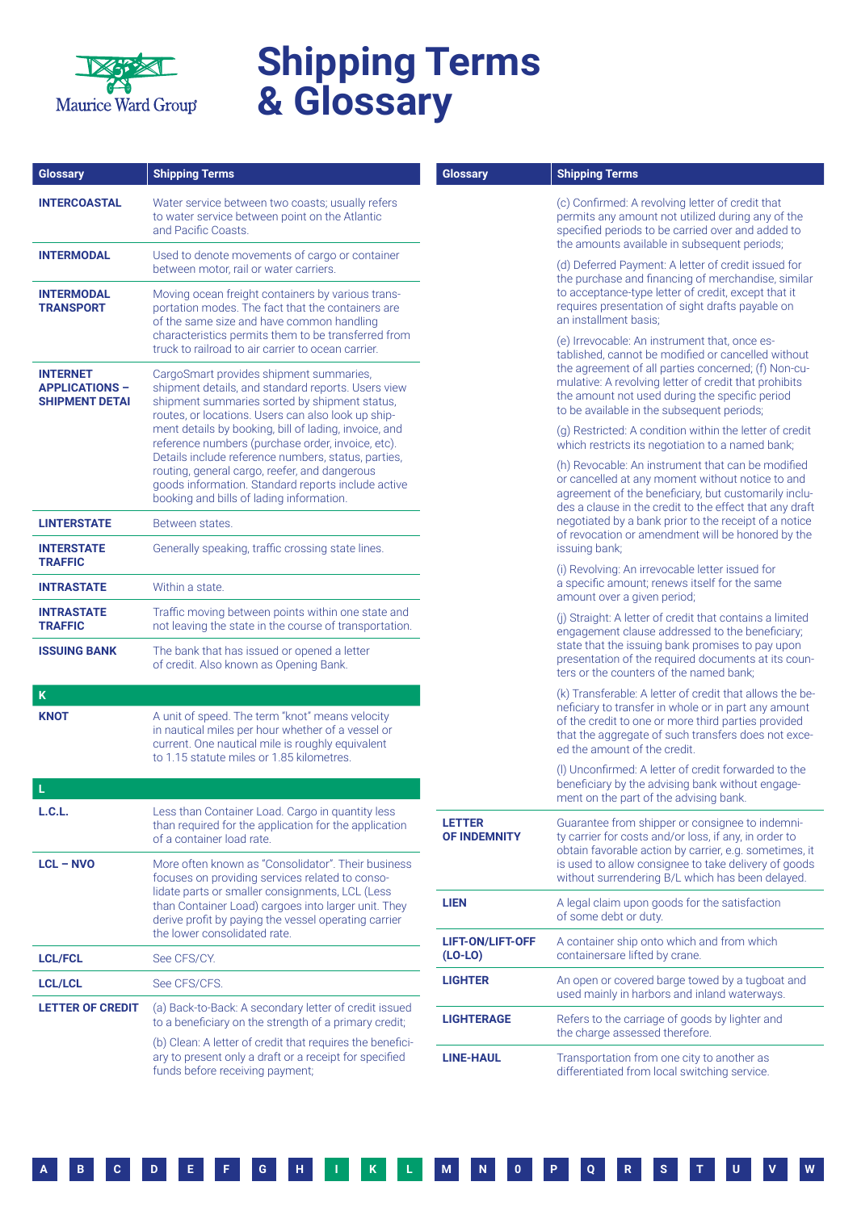# Shipping Terms & Glossary

| Glossary | Shipping Terms |
| --- | --- |
| **INTERCOASTAL** | Water service between two coasts; usually refers to water service between point on the Atlantic and Pacific Coasts. |
| **INTERMODAL** | Used to denote movements of cargo or container between motor, rail or water carriers. |
| **INTERMODAL TRANSPORT** | Moving ocean freight containers by various transportation modes. The fact that the containers are of the same size and have common handling characteristics permits them to be transferred from truck to railroad to air carrier to ocean carrier. |
| **INTERNET APPLICATIONS – SHIPMENT DETAI** | CargoSmart provides shipment summaries, shipment details, and standard reports. Users view shipment summaries sorted by shipment status, routes, or locations. Users can also look up shipment details by booking, bill of lading, invoice, and reference numbers (purchase order, invoice, etc). Details include reference numbers, status, parties, routing, general cargo, reefer, and dangerous goods information. Standard reports include active booking and bills of lading information. |
| **LINTERSTATE** | Between states. |
| **INTERSTATE TRAFFIC** | Generally speaking, traffic crossing state lines. |
| **INTRASTATE** | Within a state. |
| **INTRASTATE TRAFFIC** | Traffic moving between points within one state and not leaving the state in the course of transportation. |
| **ISSUING BANK** | The bank that has issued or opened a letter of credit. Also known as Opening Bank. |

## K

| Glossary | Shipping Terms |
| --- | --- |
| **KNOT** | A unit of speed. The term "knot" means velocity in nautical miles per hour whether of a vessel or current. One nautical mile is roughly equivalent to 1.15 statute miles or 1.85 kilometres. |

## L

| Glossary | Shipping Terms |
| --- | --- |
| **L.C.L.** | Less than Container Load. Cargo in quantity less than required for the application for the application of a container load rate. |
| **LCL – NVO** | More often known as "Consolidator". Their business focuses on providing services related to consolidate parts or smaller consignments, LCL (Less than Container Load) cargoes into larger unit. They derive profit by paying the vessel operating carrier the lower consolidated rate. |
| **LCL/FCL** | See CFS/CY. |
| **LCL/LCL** | See CFS/CFS. |
| **LETTER OF CREDIT** | (a) Back-to-Back: A secondary letter of credit issued to a beneficiary on the strength of a primary credit;<br>(b) Clean: A letter of credit that requires the beneficiary to present only a draft or a receipt for specified funds before receiving payment;<br>(c) Confirmed: A revolving letter of credit that permits any amount not utilized during any of the specified periods to be carried over and added to the amounts available in subsequent periods;<br>(d) Deferred Payment: A letter of credit issued for the purchase and financing of merchandise, similar to acceptance-type letter of credit, except that it requires presentation of sight drafts payable on an installment basis;<br>(e) Irrevocable: An instrument that, once established, cannot be modified or cancelled without the agreement of all parties concerned; (f) Non-cumulative: A revolving letter of credit that prohibits the amount not used during the specific period to be available in the subsequent periods;<br>(g) Restricted: A condition within the letter of credit which restricts its negotiation to a named bank;<br>(h) Revocable: An instrument that can be modified or cancelled at any moment without notice to and agreement of the beneficiary, but customarily includes a clause in the credit to the effect that any draft negotiated by a bank prior to the receipt of a notice of revocation or amendment will be honored by the issuing bank;<br>(i) Revolving: An irrevocable letter issued for a specific amount; renews itself for the same amount over a given period;<br>(j) Straight: A letter of credit that contains a limited engagement clause addressed to the beneficiary; state that the issuing bank promises to pay upon presentation of the required documents at its counters or the counters of the named bank;<br>(k) Transferable: A letter of credit that allows the beneficiary to transfer in whole or in part any amount of the credit to one or more third parties provided that the aggregate of such transfers does not exceed the amount of the credit.<br>(l) Unconfirmed: A letter of credit forwarded to the beneficiary by the advising bank without engagement on the part of the advising bank. |
| **LETTER OF INDEMNITY** | Guarantee from shipper or consignee to indemnity carrier for costs and/or loss, if any, in order to obtain favorable action by carrier, e.g. sometimes, it is used to allow consignee to take delivery of goods without surrendering B/L which has been delayed. |
| **LIEN** | A legal claim upon goods for the satisfaction of some debt or duty. |
| **LIFT-ON/LIFT-OFF (LO-LO)** | A container ship onto which and from which containersare lifted by crane. |
| **LIGHTER** | An open or covered barge towed by a tugboat and used mainly in harbors and inland waterways. |
| **LIGHTERAGE** | Refers to the carriage of goods by lighter and the charge assessed therefore. |
| **LINE-HAUL** | Transportation from one city to another as differentiated from local switching service. |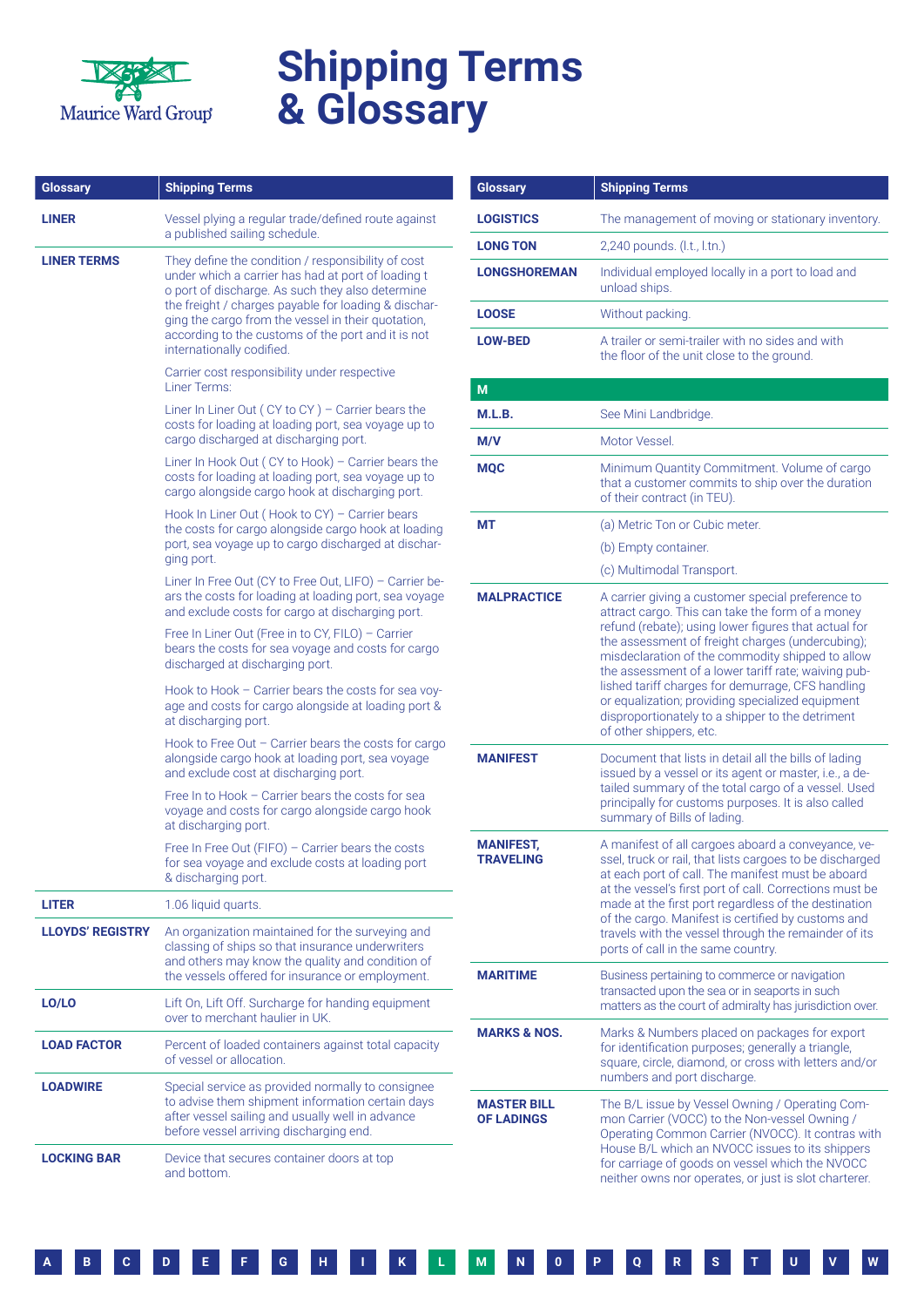# Shipping Terms & Glossary

| Glossary | Shipping Terms |
|---|---|
| **LINER** | Vessel plying a regular trade/defined route against a published sailing schedule. |
| **LINER TERMS** | They define the condition / responsibility of cost under which a carrier has had at port of loading t o port of discharge. As such they also determine the freight / charges payable for loading & discharging the cargo from the vessel in their quotation, according to the customs of the port and it is not internationally codified.<br><br>Carrier cost responsibility under respective Liner Terms:<br><br>Liner In Liner Out ( CY to CY ) – Carrier bears the costs for loading at loading port, sea voyage up to cargo discharged at discharging port.<br><br>Liner In Hook Out ( CY to Hook) – Carrier bears the costs for loading at loading port, sea voyage up to cargo alongside cargo hook at discharging port.<br><br>Hook In Liner Out ( Hook to CY) – Carrier bears the costs for cargo alongside cargo hook at loading port, sea voyage up to cargo discharged at discharging port.<br><br>Liner In Free Out (CY to Free Out, LIFO) – Carrier bears the costs for loading at loading port, sea voyage and exclude costs for cargo at discharging port.<br><br>Free In Liner Out (Free in to CY, FILO) – Carrier bears the costs for sea voyage and costs for cargo discharged at discharging port.<br><br>Hook to Hook – Carrier bears the costs for sea voyage and costs for cargo alongside at loading port & at discharging port.<br><br>Hook to Free Out – Carrier bears the costs for cargo alongside cargo hook at loading port, sea voyage and exclude cost at discharging port.<br><br>Free In to Hook – Carrier bears the costs for sea voyage and costs for cargo alongside cargo hook at discharging port.<br><br>Free In Free Out (FIFO) – Carrier bears the costs for sea voyage and exclude costs at loading port & discharging port. |
| **LITER** | 1.06 liquid quarts. |
| **LLOYDS' REGISTRY** | An organization maintained for the surveying and classing of ships so that insurance underwriters and others may know the quality and condition of the vessels offered for insurance or employment. |
| **LO/LO** | Lift On, Lift Off. Surcharge for handing equipment over to merchant haulier in UK. |
| **LOAD FACTOR** | Percent of loaded containers against total capacity of vessel or allocation. |
| **LOADWIRE** | Special service as provided normally to consignee to advise them shipment information certain days after vessel sailing and usually well in advance before vessel arriving discharging end. |
| **LOCKING BAR** | Device that secures container doors at top and bottom. |
| **LOGISTICS** | The management of moving or stationary inventory. |
| **LONG TON** | 2,240 pounds. (l.t., l.tn.) |
| **LONGSHOREMAN** | Individual employed locally in a port to load and unload ships. |
| **LOOSE** | Without packing. |
| **LOW-BED** | A trailer or semi-trailer with no sides and with the floor of the unit close to the ground. |
| **M** | |
| **M.L.B.** | See Mini Landbridge. |
| **M/V** | Motor Vessel. |
| **MQC** | Minimum Quantity Commitment. Volume of cargo that a customer commits to ship over the duration of their contract (in TEU). |
| **MT** | (a) Metric Ton or Cubic meter.<br>(b) Empty container.<br>(c) Multimodal Transport. |
| **MALPRACTICE** | A carrier giving a customer special preference to attract cargo. This can take the form of a money refund (rebate); using lower figures that actual for the assessment of freight charges (undercubing); misdeclaration of the commodity shipped to allow the assessment of a lower tariff rate; waiving published tariff charges for demurrage, CFS handling or equalization; providing specialized equipment disproportionately to a shipper to the detriment of other shippers, etc. |
| **MANIFEST** | Document that lists in detail all the bills of lading issued by a vessel or its agent or master, i.e., a detailed summary of the total cargo of a vessel. Used principally for customs purposes. It is also called summary of Bills of lading. |
| **MANIFEST, TRAVELING** | A manifest of all cargoes aboard a conveyance, vessel, truck or rail, that lists cargoes to be discharged at each port of call. The manifest must be aboard at the vessel's first port of call. Corrections must be made at the first port regardless of the destination of the cargo. Manifest is certified by customs and travels with the vessel through the remainder of its ports of call in the same country. |
| **MARITIME** | Business pertaining to commerce or navigation transacted upon the sea or in seaports in such matters as the court of admiralty has jurisdiction over. |
| **MARKS & NOS.** | Marks & Numbers placed on packages for export for identification purposes; generally a triangle, square, circle, diamond, or cross with letters and/or numbers and port discharge. |
| **MASTER BILL OF LADINGS** | The B/L issue by Vessel Owning / Operating Common Carrier (VOCC) to the Non-vessel Owning / Operating Common Carrier (NVOCC). It contras with House B/L which an NVOCC issues to its shippers for carriage of goods on vessel which the NVOCC neither owns nor operates, or just is slot charterer. |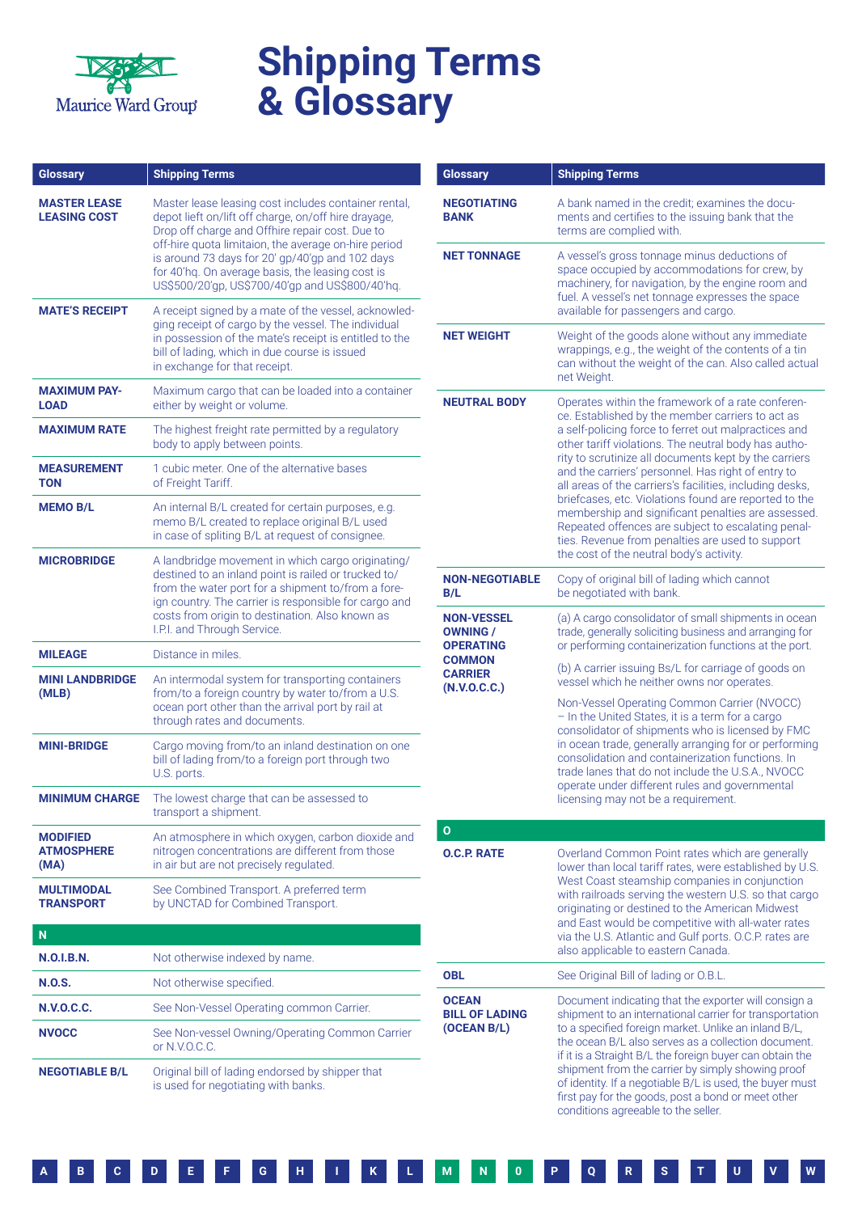# Shipping Terms & Glossary

| Glossary | Shipping Terms |
|---|---|
| **MASTER LEASE LEASING COST** | Master lease leasing cost includes container rental, depot lieft on/lift off charge, on/off hire drayage, Drop off charge and Offhire repair cost. Due to off-hire quota limitaion, the average on-hire period is around 73 days for 20' gp/40'gp and 102 days for 40'hq. On average basis, the leasing cost is US$500/20'gp, US$700/40'gp and US$800/40'hq. |
| **MATE'S RECEIPT** | A receipt signed by a mate of the vessel, acknowledging receipt of cargo by the vessel. The individual in possession of the mate's receipt is entitled to the bill of lading, which in due course is issued in exchange for that receipt. |
| **MAXIMUM PAYLOAD** | Maximum cargo that can be loaded into a container either by weight or volume. |
| **MAXIMUM RATE** | The highest freight rate permitted by a regulatory body to apply between points. |
| **MEASUREMENT TON** | 1 cubic meter. One of the alternative bases of Freight Tariff. |
| **MEMO B/L** | An internal B/L created for certain purposes, e.g. memo B/L created to replace original B/L used in case of spliting B/L at request of consignee. |
| **MICROBRIDGE** | A landbridge movement in which cargo originating/destined to an inland point is railed or trucked to/from the water port for a shipment to/from a foreign country. The carrier is responsible for cargo and costs from origin to destination. Also known as I.P.I. and Through Service. |
| **MILEAGE** | Distance in miles. |
| **MINI LANDBRIDGE (MLB)** | An intermodal system for transporting containers from/to a foreign country by water to/from a U.S. ocean port other than the arrival port by rail at through rates and documents. |
| **MINI-BRIDGE** | Cargo moving from/to an inland destination on one bill of lading from/to a foreign port through two U.S. ports. |
| **MINIMUM CHARGE** | The lowest charge that can be assessed to transport a shipment. |
| **MODIFIED ATMOSPHERE (MA)** | An atmosphere in which oxygen, carbon dioxide and nitrogen concentrations are different from those in air but are not precisely regulated. |
| **MULTIMODAL TRANSPORT** | See Combined Transport. A preferred term by UNCTAD for Combined Transport. |
| **N** | |
| **N.O.I.B.N.** | Not otherwise indexed by name. |
| **N.O.S.** | Not otherwise specified. |
| **N.V.O.C.C.** | See Non-Vessel Operating common Carrier. |
| **NVOCC** | See Non-vessel Owning/Operating Common Carrier or N.V.O.C.C. |
| **NEGOTIABLE B/L** | Original bill of lading endorsed by shipper that is used for negotiating with banks. |
| **NEGOTIATING BANK** | A bank named in the credit; examines the documents and certifies to the issuing bank that the terms are complied with. |
| **NET TONNAGE** | A vessel's gross tonnage minus deductions of space occupied by accommodations for crew, by machinery, for navigation, by the engine room and fuel. A vessel's net tonnage expresses the space available for passengers and cargo. |
| **NET WEIGHT** | Weight of the goods alone without any immediate wrappings, e.g., the weight of the contents of a tin can without the weight of the can. Also called actual net Weight. |
| **NEUTRAL BODY** | Operates within the framework of a rate conference. Established by the member carriers to act as a self-policing force to ferret out malpractices and other tariff violations. The neutral body has authority to scrutinize all documents kept by the carriers and the carriers' personnel. Has right of entry to all areas of the carriers's facilities, including desks, briefcases, etc. Violations found are reported to the membership and significant penalties are assessed. Repeated offences are subject to escalating penalties. Revenue from penalties are used to support the cost of the neutral body's activity. |
| **NON-NEGOTIABLE B/L** | Copy of original bill of lading which cannot be negotiated with bank. |
| **NON-VESSEL OWNING / OPERATING COMMON CARRIER (N.V.O.C.C.)** | (a) A cargo consolidator of small shipments in ocean trade, generally soliciting business and arranging for or performing containerization functions at the port.<br><br>(b) A carrier issuing Bs/L for carriage of goods on vessel which he neither owns nor operates.<br><br>Non-Vessel Operating Common Carrier (NVOCC) – In the United States, it is a term for a cargo consolidator of shipments who is licensed by FMC in ocean trade, generally arranging for or performing consolidation and containerization functions. In trade lanes that do not include the U.S.A., NVOCC operate under different rules and governmental licensing may not be a requirement. |
| **O** | |
| **O.C.P. RATE** | Overland Common Point rates which are generally lower than local tariff rates, were established by U.S. West Coast steamship companies in conjunction with railroads serving the western U.S. so that cargo originating or destined to the American Midwest and East would be competitive with all-water rates via the U.S. Atlantic and Gulf ports. O.C.P. rates are also applicable to eastern Canada. |
| **OBL** | See Original Bill of lading or O.B.L. |
| **OCEAN BILL OF LADING (OCEAN B/L)** | Document indicating that the exporter will consign a shipment to an international carrier for transportation to a specified foreign market. Unlike an inland B/L, the ocean B/L also serves as a collection document. if it is a Straight B/L the foreign buyer can obtain the shipment from the carrier by simply showing proof of identity. If a negotiable B/L is used, the buyer must first pay for the goods, post a bond or meet other conditions agreeable to the seller. |

A B C D E F G H I K L M N O P Q R S T U V W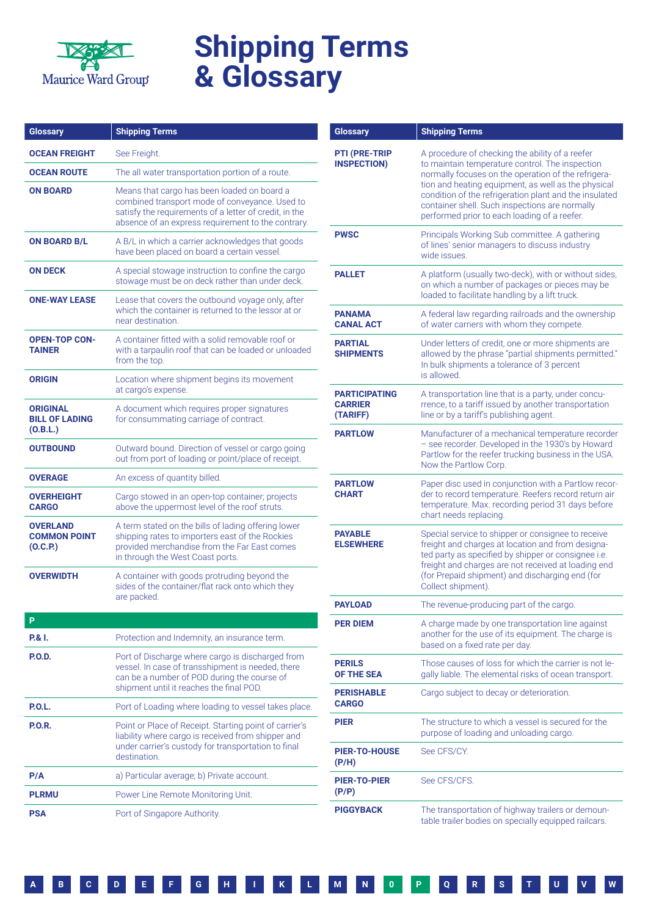# Shipping Terms & Glossary

Maurice Ward Group

| Glossary | Shipping Terms |
|---|---|
| **OCEAN FREIGHT** | See Freight. |
| **OCEAN ROUTE** | The all water transportation portion of a route. |
| **ON BOARD** | Means that cargo has been loaded on board a combined transport mode of conveyance. Used to satisfy the requirements of a letter of credit, in the absence of an express requirement to the contrary. |
| **ON BOARD B/L** | A B/L in which a carrier acknowledges that goods have been placed on board a certain vessel. |
| **ON DECK** | A special stowage instruction to confine the cargo stowage must be on deck rather than under deck. |
| **ONE-WAY LEASE** | Lease that covers the outbound voyage only, after which the container is returned to the lessor at or near destination. |
| **OPEN-TOP CONTAINER** | A container fitted with a solid removable roof or with a tarpaulin roof that can be loaded or unloaded from the top. |
| **ORIGIN** | Location where shipment begins its movement at cargo's expense. |
| **ORIGINAL BILL OF LADING (O.B.L.)** | A document which requires proper signatures for consummating carriage of contract. |
| **OUTBOUND** | Outward bound. Direction of vessel or cargo going out from port of loading or point/place of receipt. |
| **OVERAGE** | An excess of quantity billed. |
| **OVERHEIGHT CARGO** | Cargo stowed in an open-top container; projects above the uppermost level of the roof struts. |
| **OVERLAND COMMON POINT (O.C.P.)** | A term stated on the bills of lading offering lower shipping rates to importers east of the Rockies provided merchandise from the Far East comes in through the West Coast ports. |
| **OVERWIDTH** | A container with goods protruding beyond the sides of the container/flat rack onto which they are packed. |

| P | |
|---|---|
| **P.& I.** | Protection and Indemnity, an insurance term. |
| **P.O.D.** | Port of Discharge where cargo is discharged from vessel. In case of transshipment is needed, there can be a number of POD during the course of shipment until it reaches the final POD. |
| **P.O.L.** | Port of Loading where loading to vessel takes place. |
| **P.O.R.** | Point or Place of Receipt. Starting point of carrier's liability where cargo is received from shipper and under carrier's custody for transportation to final destination. |
| **P/A** | a) Particular average; b) Private account. |
| **PLRMU** | Power Line Remote Monitoring Unit. |
| **PSA** | Port of Singapore Authority. |

| Glossary | Shipping Terms |
|---|---|
| **PTI (PRE-TRIP INSPECTION)** | A procedure of checking the ability of a reefer to maintain temperature control. The inspection normally focuses on the operation of the refrigeration and heating equipment, as well as the physical condition of the refrigeration plant and the insulated container shell. Such inspections are normally performed prior to each loading of a reefer. |
| **PWSC** | Principals Working Sub committee. A gathering of lines' senior managers to discuss industry wide issues. |
| **PALLET** | A platform (usually two-deck), with or without sides, on which a number of packages or pieces may be loaded to facilitate handling by a lift truck. |
| **PANAMA CANAL ACT** | A federal law regarding railroads and the ownership of water carriers with whom they compete. |
| **PARTIAL SHIPMENTS** | Under letters of credit, one or more shipments are allowed by the phrase "partial shipments permitted." In bulk shipments a tolerance of 3 percent is allowed. |
| **PARTICIPATING CARRIER (TARIFF)** | A transportation line that is a party, under concurrence, to a tariff issued by another transportation line or by a tariff's publishing agent. |
| **PARTLOW** | Manufacturer of a mechanical temperature recorder – see recorder. Developed in the 1930's by Howard Partlow for the reefer trucking business in the USA. Now the Partlow Corp. |
| **PARTLOW CHART** | Paper disc used in conjunction with a Partlow recorder to record temperature. Reefers record return air temperature. Max. recording period 31 days before chart needs replacing. |
| **PAYABLE ELSEWHERE** | Special service to shipper or consignee to receive freight and charges at location and from designated party as specified by shipper or consignee i.e. freight and charges are not received at loading end (for Prepaid shipment) and discharging end (for Collect shipment). |
| **PAYLOAD** | The revenue-producing part of the cargo. |
| **PER DIEM** | A charge made by one transportation line against another for the use of its equipment. The charge is based on a fixed rate per day. |
| **PERILS OF THE SEA** | Those causes of loss for which the carrier is not legally liable. The elemental risks of ocean transport. |
| **PERISHABLE CARGO** | Cargo subject to decay or deterioration. |
| **PIER** | The structure to which a vessel is secured for the purpose of loading and unloading cargo. |
| **PIER-TO-HOUSE (P/H)** | See CFS/CY. |
| **PIER-TO-PIER (P/P)** | See CFS/CFS. |
| **PIGGYBACK** | The transportation of highway trailers or demountable trailer bodies on specially equipped railcars. |

A B C D E F G H I K L M N O P Q R S T U V W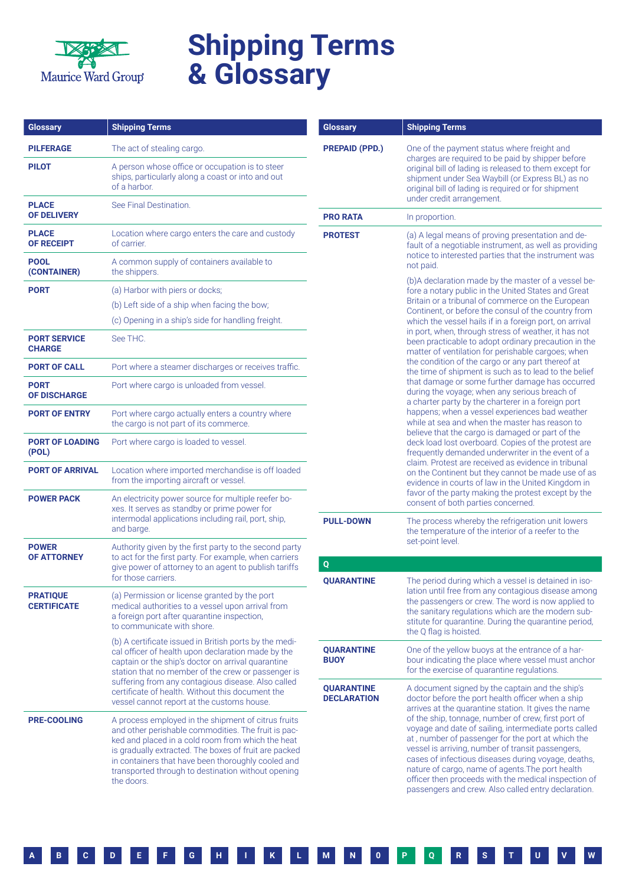# Shipping Terms & Glossary

| Glossary | Shipping Terms |
|---|---|
| **PILFERAGE** | The act of stealing cargo. |
| **PILOT** | A person whose office or occupation is to steer ships, particularly along a coast or into and out of a harbor. |
| **PLACE OF DELIVERY** | See Final Destination. |
| **PLACE OF RECEIPT** | Location where cargo enters the care and custody of carrier. |
| **POOL (CONTAINER)** | A common supply of containers available to the shippers. |
| **PORT** | (a) Harbor with piers or docks; (b) Left side of a ship when facing the bow; (c) Opening in a ship's side for handling freight. |
| **PORT SERVICE CHARGE** | See THC. |
| **PORT OF CALL** | Port where a steamer discharges or receives traffic. |
| **PORT OF DISCHARGE** | Port where cargo is unloaded from vessel. |
| **PORT OF ENTRY** | Port where cargo actually enters a country where the cargo is not part of its commerce. |
| **PORT OF LOADING (POL)** | Port where cargo is loaded to vessel. |
| **PORT OF ARRIVAL** | Location where imported merchandise is off loaded from the importing aircraft or vessel. |
| **POWER PACK** | An electricity power source for multiple reefer boxes. It serves as standby or prime power for intermodal applications including rail, port, ship, and barge. |
| **POWER OF ATTORNEY** | Authority given by the first party to the second party to act for the first party. For example, when carriers give power of attorney to an agent to publish tariffs for those carriers. |
| **PRATIQUE CERTIFICATE** | (a) Permission or license granted by the port medical authorities to a vessel upon arrival from a foreign port after quarantine inspection, to communicate with shore. (b) A certificate issued in British ports by the medical officer of health upon declaration made by the captain or the ship's doctor on arrival quarantine station that no member of the crew or passenger is suffering from any contagious disease. Also called certificate of health. Without this document the vessel cannot report at the customs house. |
| **PRE-COOLING** | A process employed in the shipment of citrus fruits and other perishable commodities. The fruit is packed and placed in a cold room from which the heat is gradually extracted. The boxes of fruit are packed in containers that have been thoroughly cooled and transported through to destination without opening the doors. |
| **PREPAID (PPD.)** | One of the payment status where freight and charges are required to be paid by shipper before original bill of lading is released to them except for shipment under Sea Waybill (or Express BL) as no original bill of lading is required or for shipment under credit arrangement. |
| **PRO RATA** | In proportion. |
| **PROTEST** | (a) A legal means of proving presentation and default of a negotiable instrument, as well as providing notice to interested parties that the instrument was not paid. (b)A declaration made by the master of a vessel before a notary public in the United States and Great Britain or a tribunal of commerce on the European Continent, or before the consul of the country from which the vessel hails if in a foreign port, on arrival in port, when, through stress of weather, it has not been practicable to adopt ordinary precaution in the matter of ventilation for perishable cargoes; when the condition of the cargo or any part thereof at the time of shipment is such as to lead to the belief that damage or some further damage has occurred during the voyage; when any serious breach of a charter party by the charterer in a foreign port happens; when a vessel experiences bad weather while at sea and when the master has reason to believe that the cargo is damaged or part of the deck load lost overboard. Copies of the protest are frequently demanded underwriter in the event of a claim. Protest are received as evidence in tribunal on the Continent but they cannot be made use of as evidence in courts of law in the United Kingdom in favor of the party making the protest except by the consent of both parties concerned. |
| **PULL-DOWN** | The process whereby the refrigeration unit lowers the temperature of the interior of a reefer to the set-point level. |
| **Q** | |
| **QUARANTINE** | The period during which a vessel is detained in isolation until free from any contagious disease among the passengers or crew. The word is now applied to the sanitary regulations which are the modern substitute for quarantine. During the quarantine period, the Q flag is hoisted. |
| **QUARANTINE BUOY** | One of the yellow buoys at the entrance of a harbour indicating the place where vessel must anchor for the exercise of quarantine regulations. |
| **QUARANTINE DECLARATION** | A document signed by the captain and the ship's doctor before the port health officer when a ship arrives at the quarantine station. It gives the name of the ship, tonnage, number of crew, first port of voyage and date of sailing, intermediate ports called at , number of passenger for the port at which the vessel is arriving, number of transit passengers, cases of infectious diseases during voyage, deaths, nature of cargo, name of agents.The port health officer then proceeds with the medical inspection of passengers and crew. Also called entry declaration. |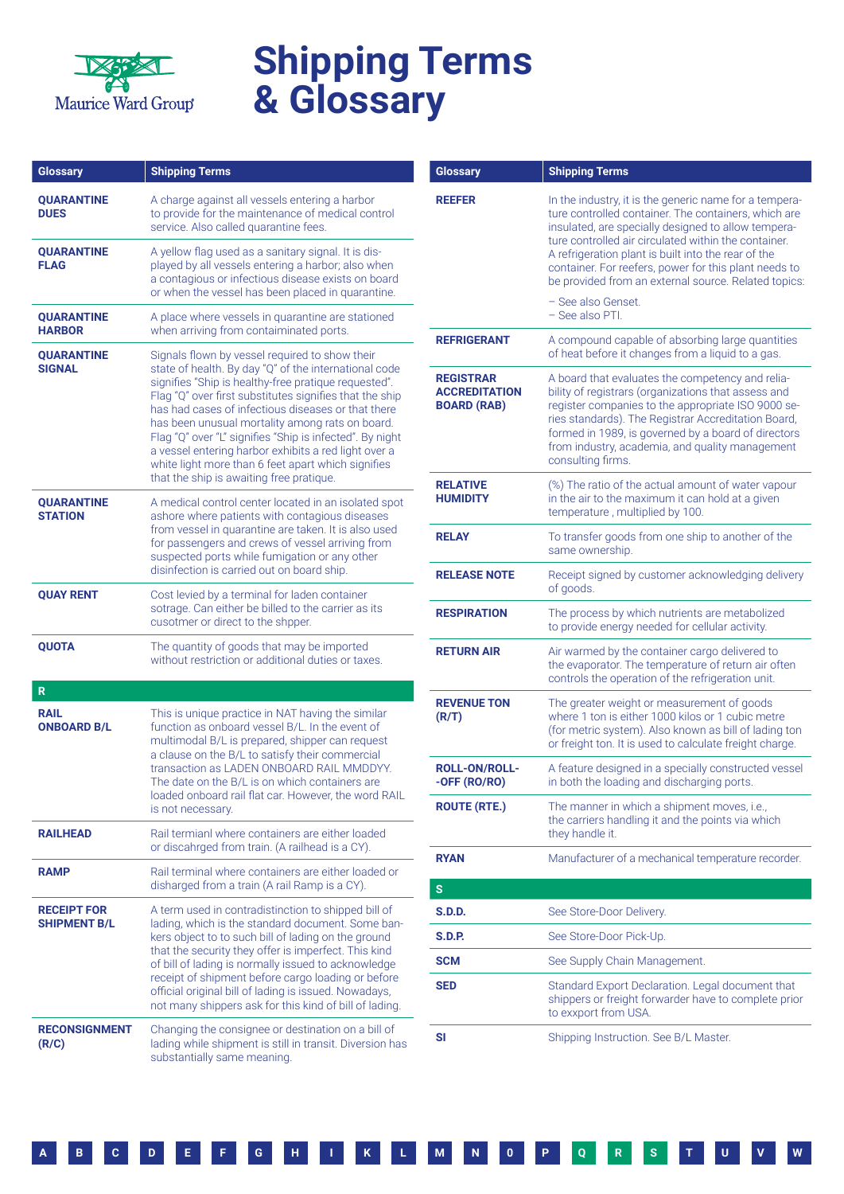# Shipping Terms & Glossary

| Glossary | Shipping Terms |
|---|---|
| **QUARANTINE DUES** | A charge against all vessels entering a harbor to provide for the maintenance of medical control service. Also called quarantine fees. |
| **QUARANTINE FLAG** | A yellow flag used as a sanitary signal. It is displayed by all vessels entering a harbor; also when a contagious or infectious disease exists on board or when the vessel has been placed in quarantine. |
| **QUARANTINE HARBOR** | A place where vessels in quarantine are stationed when arriving from contaiminated ports. |
| **QUARANTINE SIGNAL** | Signals flown by vessel required to show their state of health. By day "Q" of the international code signifies "Ship is healthy-free pratique requested". Flag "Q" over first substitutes signifies that the ship has had cases of infectious diseases or that there has been unusual mortality among rats on board. Flag "Q" over "L" signifies "Ship is infected". By night a vessel entering harbor exhibits a red light over a white light more than 6 feet apart which signifies that the ship is awaiting free pratique. |
| **QUARANTINE STATION** | A medical control center located in an isolated spot ashore where patients with contagious diseases from vessel in quarantine are taken. It is also used for passengers and crews of vessel arriving from suspected ports while fumigation or any other disinfection is carried out on board ship. |
| **QUAY RENT** | Cost levied by a terminal for laden container sotrage. Can either be billed to the carrier as its cusotmer or direct to the shpper. |
| **QUOTA** | The quantity of goods that may be imported without restriction or additional duties or taxes. |
| **R** | |
| **RAIL ONBOARD B/L** | This is unique practice in NAT having the similar function as onboard vessel B/L. In the event of multimodal B/L is prepared, shipper can request a clause on the B/L to satisfy their commercial transaction as LADEN ONBOARD RAIL MMDDYY. The date on the B/L is on which containers are loaded onboard rail flat car. However, the word RAIL is not necessary. |
| **RAILHEAD** | Rail termianl where containers are either loaded or discahrged from train. (A railhead is a CY). |
| **RAMP** | Rail terminal where containers are either loaded or disharged from a train (A rail Ramp is a CY). |
| **RECEIPT FOR SHIPMENT B/L** | A term used in contradistinction to shipped bill of lading, which is the standard document. Some bankers object to to such bill of lading on the ground that the security they offer is imperfect. This kind of bill of lading is normally issued to acknowledge receipt of shipment before cargo loading or before official original bill of lading is issued. Nowadays, not many shippers ask for this kind of bill of lading. |
| **RECONSIGNMENT (R/C)** | Changing the consignee or destination on a bill of lading while shipment is still in transit. Diversion has substantially same meaning. |
| **REEFER** | In the industry, it is the generic name for a temperature controlled container. The containers, which are insulated, are specially designed to allow temperature controlled air circulated within the container. A refrigeration plant is built into the rear of the container. For reefers, power for this plant needs to be provided from an external source. Related topics:<br>– See also Genset.<br>– See also PTI. |
| **REFRIGERANT** | A compound capable of absorbing large quantities of heat before it changes from a liquid to a gas. |
| **REGISTRAR ACCREDITATION BOARD (RAB)** | A board that evaluates the competency and reliability of registrars (organizations that assess and register companies to the appropriate ISO 9000 series standards). The Registrar Accreditation Board, formed in 1989, is governed by a board of directors from industry, academia, and quality management consulting firms. |
| **RELATIVE HUMIDITY** | (%) The ratio of the actual amount of water vapour in the air to the maximum it can hold at a given temperature , multiplied by 100. |
| **RELAY** | To transfer goods from one ship to another of the same ownership. |
| **RELEASE NOTE** | Receipt signed by customer acknowledging delivery of goods. |
| **RESPIRATION** | The process by which nutrients are metabolized to provide energy needed for cellular activity. |
| **RETURN AIR** | Air warmed by the container cargo delivered to the evaporator. The temperature of return air often controls the operation of the refrigeration unit. |
| **REVENUE TON (R/T)** | The greater weight or measurement of goods where 1 ton is either 1000 kilos or 1 cubic metre (for metric system). Also known as bill of lading ton or freight ton. It is used to calculate freight charge. |
| **ROLL-ON/ROLL--OFF (RO/RO)** | A feature designed in a specially constructed vessel in both the loading and discharging ports. |
| **ROUTE (RTE.)** | The manner in which a shipment moves, i.e., the carriers handling it and the points via which they handle it. |
| **RYAN** | Manufacturer of a mechanical temperature recorder. |
| **S** | |
| **S.D.D.** | See Store-Door Delivery. |
| **S.D.P.** | See Store-Door Pick-Up. |
| **SCM** | See Supply Chain Management. |
| **SED** | Standard Export Declaration. Legal document that shippers or freight forwarder have to complete prior to exxport from USA. |
| **SI** | Shipping Instruction. See B/L Master. |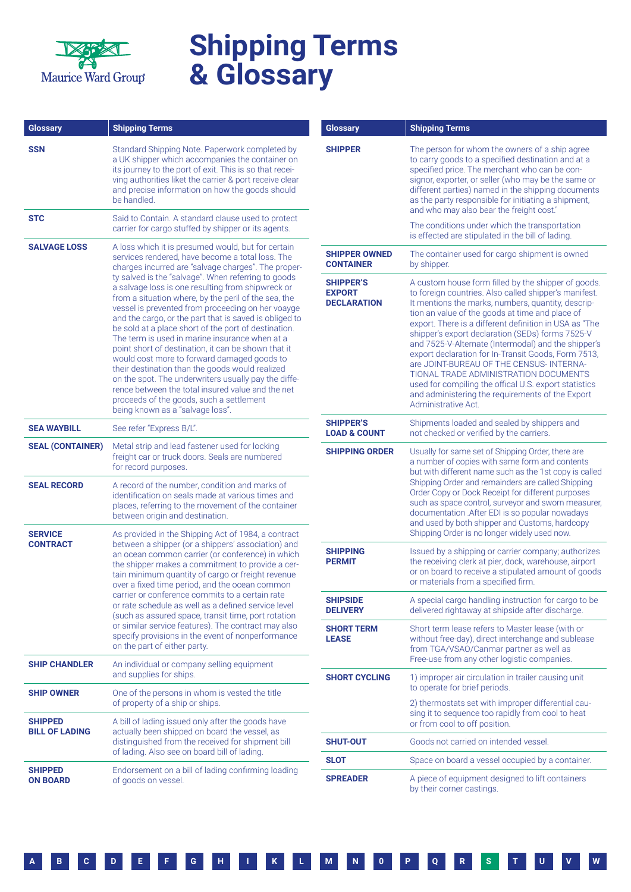# Shipping Terms & Glossary

| Glossary | Shipping Terms |
|---|---|
| **SSN** | Standard Shipping Note. Paperwork completed by a UK shipper which accompanies the container on its journey to the port of exit. This is so that receiving authorities liket the carrier & port receive clear and precise information on how the goods should be handled. |
| **STC** | Said to Contain. A standard clause used to protect carrier for cargo stuffed by shipper or its agents. |
| **SALVAGE LOSS** | A loss which it is presumed would, but for certain services rendered, have become a total loss. The charges incurred are "salvage charges". The property salved is the "salvage". When referring to goods a salvage loss is one resulting from shipwreck or from a situation where, by the peril of the sea, the vessel is prevented from proceeding on her voayge and the cargo, or the part that is saved is obliged to be sold at a place short of the port of destination. The term is used in marine insurance when at a point short of destination, it can be shown that it would cost more to forward damaged goods to their destination than the goods would realized on the spot. The underwriters usually pay the difference between the total insured value and the net proceeds of the goods, such a settlement being known as a "salvage loss". |
| **SEA WAYBILL** | See refer "Express B/L". |
| **SEAL (CONTAINER)** | Metal strip and lead fastener used for locking freight car or truck doors. Seals are numbered for record purposes. |
| **SEAL RECORD** | A record of the number, condition and marks of identification on seals made at various times and places, referring to the movement of the container between origin and destination. |
| **SERVICE CONTRACT** | As provided in the Shipping Act of 1984, a contract between a shipper (or a shippers' association) and an ocean common carrier (or conference) in which the shipper makes a commitment to provide a certain minimum quantity of cargo or freight revenue over a fixed time period, and the ocean common carrier or conference commits to a certain rate or rate schedule as well as a defined service level (such as assured space, transit time, port rotation or similar service features). The contract may also specify provisions in the event of nonperformance on the part of either party. |
| **SHIP CHANDLER** | An individual or company selling equipment and supplies for ships. |
| **SHIP OWNER** | One of the persons in whom is vested the title of property of a ship or ships. |
| **SHIPPED BILL OF LADING** | A bill of lading issued only after the goods have actually been shipped on board the vessel, as distinguished from the received for shipment bill of lading. Also see on board bill of lading. |
| **SHIPPED ON BOARD** | Endorsement on a bill of lading confirming loading of goods on vessel. |
| **SHIPPER** | The person for whom the owners of a ship agree to carry goods to a specified destination and at a specified price. The merchant who can be consignor, exporter, or seller (who may be the same or different parties) named in the shipping documents as the party responsible for initiating a shipment, and who may also bear the freight cost.' The conditions under which the transportation is effected are stipulated in the bill of lading. |
| **SHIPPER OWNED CONTAINER** | The container used for cargo shipment is owned by shipper. |
| **SHIPPER'S EXPORT DECLARATION** | A custom house form filled by the shipper of goods. to foreign countries. Also called shipper's manifest. It mentions the marks, numbers, quantity, description an value of the goods at time and place of export. There is a different definition in USA as "The shipper's export declaration (SEDs) forms 7525-V and 7525-V-Alternate (Intermodal) and the shipper's export declaration for In-Transit Goods, Form 7513, are JOINT-BUREAU OF THE CENSUS- INTERNATIONAL TRADE ADMINISTRATION DOCUMENTS used for compiling the offical U.S. export statistics and administering the requirements of the Export Administrative Act. |
| **SHIPPER'S LOAD & COUNT** | Shipments loaded and sealed by shippers and not checked or verified by the carriers. |
| **SHIPPING ORDER** | Usually for same set of Shipping Order, there are a number of copies with same form and contents but with different name such as the 1st copy is called Shipping Order and remainders are called Shipping Order Copy or Dock Receipt for different purposes such as space control, surveyor and sworn measurer, documentation .After EDI is so popular nowadays and used by both shipper and Customs, hardcopy Shipping Order is no longer widely used now. |
| **SHIPPING PERMIT** | Issued by a shipping or carrier company; authorizes the receiving clerk at pier, dock, warehouse, airport or on board to receive a stipulated amount of goods or materials from a specified firm. |
| **SHIPSIDE DELIVERY** | A special cargo handling instruction for cargo to be delivered rightaway at shipside after discharge. |
| **SHORT TERM LEASE** | Short term lease refers to Master lease (with or without free-day), direct interchange and sublease from TGA/VSAO/Canmar partner as well as Free-use from any other logistic companies. |
| **SHORT CYCLING** | 1) improper air circulation in trailer causing unit to operate for brief periods. 2) thermostats set with improper differential causing it to sequence too rapidly from cool to heat or from cool to off position. |
| **SHUT-OUT** | Goods not carried on intended vessel. |
| **SLOT** | Space on board a vessel occupied by a container. |
| **SPREADER** | A piece of equipment designed to lift containers by their corner castings. |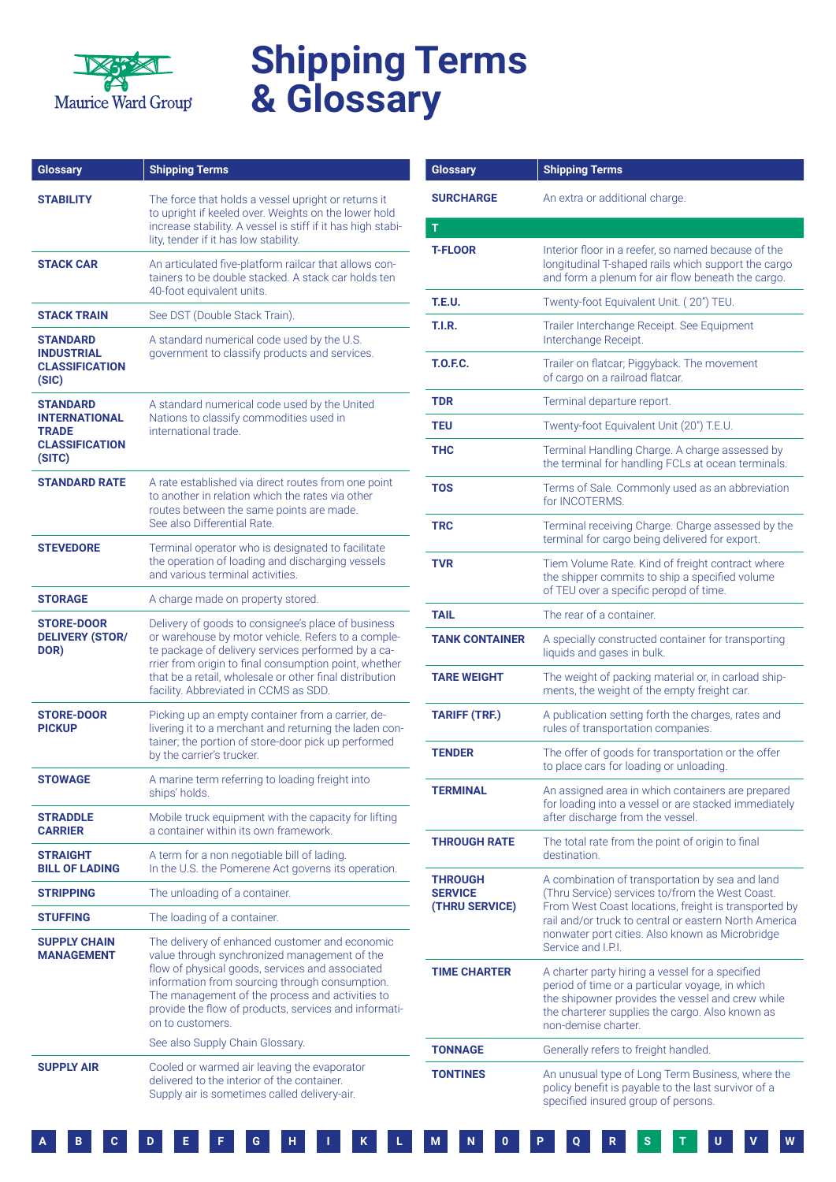# Shipping Terms & Glossary

| Glossary | Shipping Terms |
|---|---|
| **STABILITY** | The force that holds a vessel upright or returns it to upright if keeled over. Weights on the lower hold increase stability. A vessel is stiff if it has high stability, tender if it has low stability. |
| **STACK CAR** | An articulated five-platform railcar that allows containers to be double stacked. A stack car holds ten 40-foot equivalent units. |
| **STACK TRAIN** | See DST (Double Stack Train). |
| **STANDARD INDUSTRIAL CLASSIFICATION (SIC)** | A standard numerical code used by the U.S. government to classify products and services. |
| **STANDARD INTERNATIONAL TRADE CLASSIFICATION (SITC)** | A standard numerical code used by the United Nations to classify commodities used in international trade. |
| **STANDARD RATE** | A rate established via direct routes from one point to another in relation which the rates via other routes between the same points are made. See also Differential Rate. |
| **STEVEDORE** | Terminal operator who is designated to facilitate the operation of loading and discharging vessels and various terminal activities. |
| **STORAGE** | A charge made on property stored. |
| **STORE-DOOR DELIVERY (STOR/DOR)** | Delivery of goods to consignee's place of business or warehouse by motor vehicle. Refers to a complete package of delivery services performed by a carrier from origin to final consumption point, whether that be a retail, wholesale or other final distribution facility. Abbreviated in CCMS as SDD. |
| **STORE-DOOR PICKUP** | Picking up an empty container from a carrier, delivering it to a merchant and returning the laden container; the portion of store-door pick up performed by the carrier's trucker. |
| **STOWAGE** | A marine term referring to loading freight into ships' holds. |
| **STRADDLE CARRIER** | Mobile truck equipment with the capacity for lifting a container within its own framework. |
| **STRAIGHT BILL OF LADING** | A term for a non negotiable bill of lading. In the U.S. the Pomerene Act governs its operation. |
| **STRIPPING** | The unloading of a container. |
| **STUFFING** | The loading of a container. |
| **SUPPLY CHAIN MANAGEMENT** | The delivery of enhanced customer and economic value through synchronized management of the flow of physical goods, services and associated information from sourcing through consumption. The management of the process and activities to provide the flow of products, services and information to customers.<br><br>See also Supply Chain Glossary. |
| **SUPPLY AIR** | Cooled or warmed air leaving the evaporator delivered to the interior of the container. Supply air is sometimes called delivery-air. |

| Glossary | Shipping Terms |
|---|---|
| **SURCHARGE** | An extra or additional charge. |
| **T** | |
| **T-FLOOR** | Interior floor in a reefer, so named because of the longitudinal T-shaped rails which support the cargo and form a plenum for air flow beneath the cargo. |
| **T.E.U.** | Twenty-foot Equivalent Unit. ( 20") TEU. |
| **T.I.R.** | Trailer Interchange Receipt. See Equipment Interchange Receipt. |
| **T.O.F.C.** | Trailer on flatcar; Piggyback. The movement of cargo on a railroad flatcar. |
| **TDR** | Terminal departure report. |
| **TEU** | Twenty-foot Equivalent Unit (20") T.E.U. |
| **THC** | Terminal Handling Charge. A charge assessed by the terminal for handling FCLs at ocean terminals. |
| **TOS** | Terms of Sale. Commonly used as an abbreviation for INCOTERMS. |
| **TRC** | Terminal receiving Charge. Charge assessed by the terminal for cargo being delivered for export. |
| **TVR** | Tiem Volume Rate. Kind of freight contract where the shipper commits to ship a specified volume of TEU over a specific peropd of time. |
| **TAIL** | The rear of a container. |
| **TANK CONTAINER** | A specially constructed container for transporting liquids and gases in bulk. |
| **TARE WEIGHT** | The weight of packing material or, in carload shipments, the weight of the empty freight car. |
| **TARIFF (TRF.)** | A publication setting forth the charges, rates and rules of transportation companies. |
| **TENDER** | The offer of goods for transportation or the offer to place cars for loading or unloading. |
| **TERMINAL** | An assigned area in which containers are prepared for loading into a vessel or are stacked immediately after discharge from the vessel. |
| **THROUGH RATE** | The total rate from the point of origin to final destination. |
| **THROUGH SERVICE (THRU SERVICE)** | A combination of transportation by sea and land (Thru Service) services to/from the West Coast. From West Coast locations, freight is transported by rail and/or truck to central or eastern North America nonwater port cities. Also known as Microbridge Service and I.P.I. |
| **TIME CHARTER** | A charter party hiring a vessel for a specified period of time or a particular voyage, in which the shipowner provides the vessel and crew while the charterer supplies the cargo. Also known as non-demise charter. |
| **TONNAGE** | Generally refers to freight handled. |
| **TONTINES** | An unusual type of Long Term Business, where the policy benefit is payable to the last survivor of a specified insured group of persons. |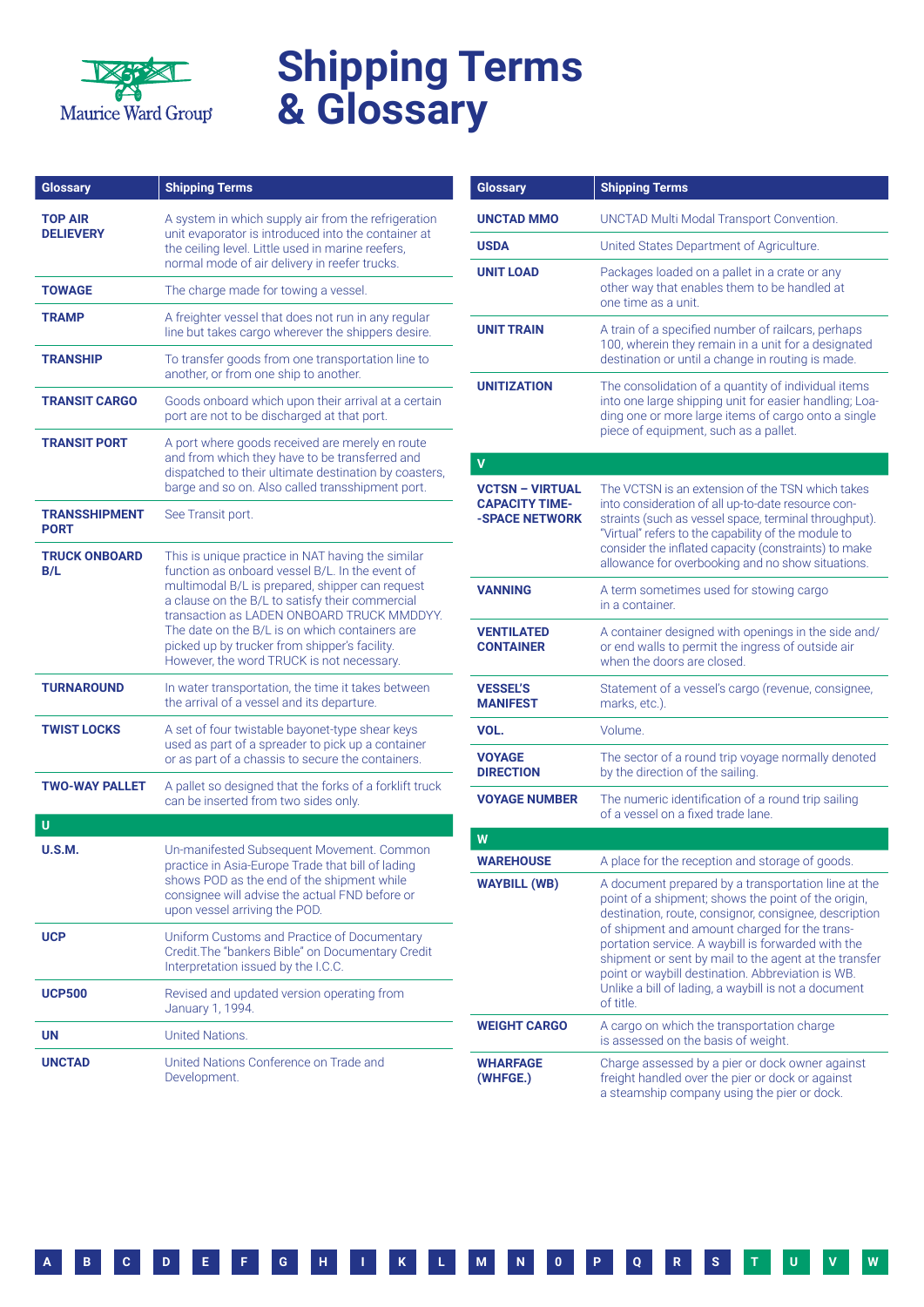# Shipping Terms & Glossary

Maurice Ward Group

| Glossary | Shipping Terms |
|---|---|
| **TOP AIR DELIEVERY** | A system in which supply air from the refrigeration unit evaporator is introduced into the container at the ceiling level. Little used in marine reefers, normal mode of air delivery in reefer trucks. |
| **TOWAGE** | The charge made for towing a vessel. |
| **TRAMP** | A freighter vessel that does not run in any regular line but takes cargo wherever the shippers desire. |
| **TRANSHIP** | To transfer goods from one transportation line to another, or from one ship to another. |
| **TRANSIT CARGO** | Goods onboard which upon their arrival at a certain port are not to be discharged at that port. |
| **TRANSIT PORT** | A port where goods received are merely en route and from which they have to be transferred and dispatched to their ultimate destination by coasters, barge and so on. Also called transshipment port. |
| **TRANSSHIPMENT PORT** | See Transit port. |
| **TRUCK ONBOARD B/L** | This is unique practice in NAT having the similar function as onboard vessel B/L. In the event of multimodal B/L is prepared, shipper can request a clause on the B/L to satisfy their commercial transaction as LADEN ONBOARD TRUCK MMDDYY. The date on the B/L is on which containers are picked up by trucker from shipper's facility. However, the word TRUCK is not necessary. |
| **TURNAROUND** | In water transportation, the time it takes between the arrival of a vessel and its departure. |
| **TWIST LOCKS** | A set of four twistable bayonet-type shear keys used as part of a spreader to pick up a container or as part of a chassis to secure the containers. |
| **TWO-WAY PALLET** | A pallet so designed that the forks of a forklift truck can be inserted from two sides only. |
| **U** | |
| **U.S.M.** | Un-manifested Subsequent Movement. Common practice in Asia-Europe Trade that bill of lading shows POD as the end of the shipment while consignee will advise the actual FND before or upon vessel arriving the POD. |
| **UCP** | Uniform Customs and Practice of Documentary Credit.The "bankers Bible" on Documentary Credit Interpretation issued by the I.C.C. |
| **UCP500** | Revised and updated version operating from January 1, 1994. |
| **UN** | United Nations. |
| **UNCTAD** | United Nations Conference on Trade and Development. |
| **UNCTAD MMO** | UNCTAD Multi Modal Transport Convention. |
| **USDA** | United States Department of Agriculture. |
| **UNIT LOAD** | Packages loaded on a pallet in a crate or any other way that enables them to be handled at one time as a unit. |
| **UNIT TRAIN** | A train of a specified number of railcars, perhaps 100, wherein they remain in a unit for a designated destination or until a change in routing is made. |
| **UNITIZATION** | The consolidation of a quantity of individual items into one large shipping unit for easier handling; Loading one or more large items of cargo onto a single piece of equipment, such as a pallet. |
| **V** | |
| **VCTSN – VIRTUAL CAPACITY TIME--SPACE NETWORK** | The VCTSN is an extension of the TSN which takes into consideration of all up-to-date resource constraints (such as vessel space, terminal throughput). "Virtual" refers to the capability of the module to consider the inflated capacity (constraints) to make allowance for overbooking and no show situations. |
| **VANNING** | A term sometimes used for stowing cargo in a container. |
| **VENTILATED CONTAINER** | A container designed with openings in the side and/or end walls to permit the ingress of outside air when the doors are closed. |
| **VESSEL'S MANIFEST** | Statement of a vessel's cargo (revenue, consignee, marks, etc.). |
| **VOL.** | Volume. |
| **VOYAGE DIRECTION** | The sector of a round trip voyage normally denoted by the direction of the sailing. |
| **VOYAGE NUMBER** | The numeric identification of a round trip sailing of a vessel on a fixed trade lane. |
| **W** | |
| **WAREHOUSE** | A place for the reception and storage of goods. |
| **WAYBILL (WB)** | A document prepared by a transportation line at the point of a shipment; shows the point of the origin, destination, route, consignor, consignee, description of shipment and amount charged for the transportation service. A waybill is forwarded with the shipment or sent by mail to the agent at the transfer point or waybill destination. Abbreviation is WB. Unlike a bill of lading, a waybill is not a document of title. |
| **WEIGHT CARGO** | A cargo on which the transportation charge is assessed on the basis of weight. |
| **WHARFAGE (WHFGE.)** | Charge assessed by a pier or dock owner against freight handled over the pier or dock or against a steamship company using the pier or dock. |

A B C D E F G H I K L M N O P Q R S T U V W